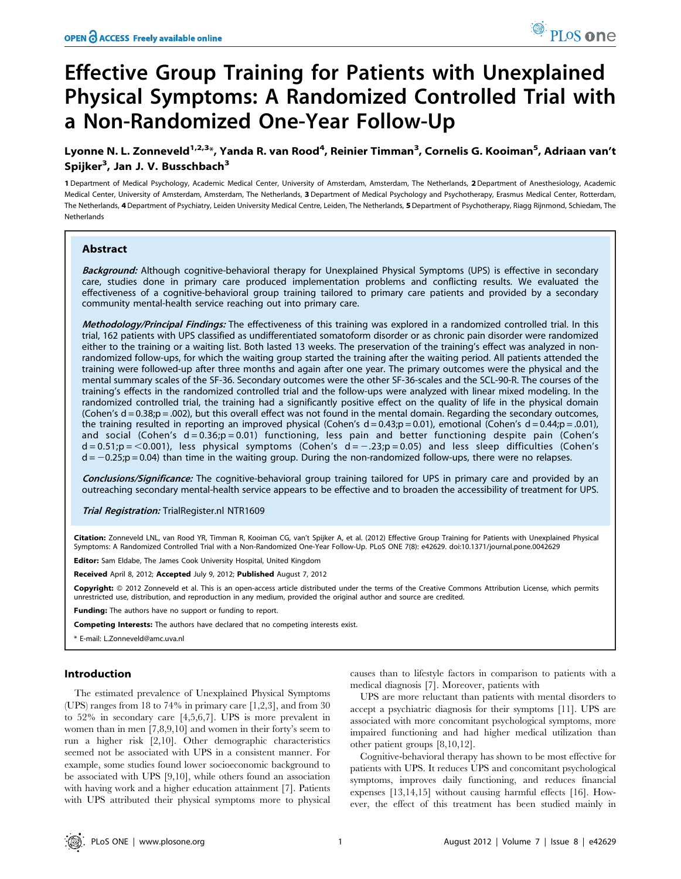# Effective Group Training for Patients with Unexplained Physical Symptoms: A Randomized Controlled Trial with a Non-Randomized One-Year Follow-Up

**Lyonne N. L. Zonneveld[1,2,3]*, Yanda R. van Rood[4], Reinier Timman[3], Cornelis G. Kooiman[5], Adriaan van't Spijker[3], Jan J. V. Busschbach[3]**

1 Department of Medical Psychology, Academic Medical Center, University of Amsterdam, Amsterdam, The Netherlands, 2 Department of Anesthesiology, Academic Medical Center, University of Amsterdam, Amsterdam, The Netherlands, 3 Department of Medical Psychology and Psychotherapy, Erasmus Medical Center, Rotterdam, The Netherlands, 4 Department of Psychiatry, Leiden University Medical Centre, Leiden, The Netherlands, 5 Department of Psychotherapy, Riagg Rijnmond, Schiedam, The Netherlands

## Abstract

***Background:*** Although cognitive-behavioral therapy for Unexplained Physical Symptoms (UPS) is effective in secondary care, studies done in primary care produced implementation problems and conflicting results. We evaluated the effectiveness of a cognitive-behavioral group training tailored to primary care patients and provided by a secondary community mental-health service reaching out into primary care.

***Methodology/Principal Findings:*** The effectiveness of this training was explored in a randomized controlled trial. In this trial, 162 patients with UPS classified as undifferentiated somatoform disorder or as chronic pain disorder were randomized either to the training or a waiting list. Both lasted 13 weeks. The preservation of the training's effect was analyzed in non-randomized follow-ups, for which the waiting group started the training after the waiting period. All patients attended the training were followed-up after three months and again after one year. The primary outcomes were the physical and the mental summary scales of the SF-36. Secondary outcomes were the other SF-36-scales and the SCL-90-R. The courses of the training's effects in the randomized controlled trial and the follow-ups were analyzed with linear mixed modeling. In the randomized controlled trial, the training had a significantly positive effect on the quality of life in the physical domain (Cohen's $d = 0.38; p = .002$), but this overall effect was not found in the mental domain. Regarding the secondary outcomes, the training resulted in reporting an improved physical (Cohen's $d = 0.43; p = 0.01$), emotional (Cohen's $d = 0.44; p = .0.01$), and social (Cohen's $d = 0.36; p = 0.01$) functioning, less pain and better functioning despite pain (Cohen's $d = 0.51; p = <0.001$), less physical symptoms (Cohen's $d = -.23; p = 0.05$) and less sleep difficulties (Cohen's $d = -0.25; p = 0.04$) than time in the waiting group. During the non-randomized follow-ups, there were no relapses.

***Conclusions/Significance:*** The cognitive-behavioral group training tailored for UPS in primary care and provided by an outreaching secondary mental-health service appears to be effective and to broaden the accessibility of treatment for UPS.

***Trial Registration:*** TrialRegister.nl NTR1609

**Citation:** Zonneveld LNL, van Rood YR, Timman R, Kooiman CG, van't Spijker A, et al. (2012) Effective Group Training for Patients with Unexplained Physical Symptoms: A Randomized Controlled Trial with a Non-Randomized One-Year Follow-Up. PLoS ONE 7(8): e42629. doi:10.1371/journal.pone.0042629

**Editor:** Sam Eldabe, The James Cook University Hospital, United Kingdom

**Received** April 8, 2012; **Accepted** July 9, 2012; **Published** August 7, 2012

**Copyright:** © 2012 Zonneveld et al. This is an open-access article distributed under the terms of the Creative Commons Attribution License, which permits unrestricted use, distribution, and reproduction in any medium, provided the original author and source are credited.

**Funding:** The authors have no support or funding to report.

**Competing Interests:** The authors have declared that no competing interests exist.

\* E-mail: L.Zonneveld@amc.uva.nl

## Introduction

The estimated prevalence of Unexplained Physical Symptoms (UPS) ranges from 18 to 74% in primary care [1,2,3], and from 30 to 52% in secondary care [4,5,6,7]. UPS is more prevalent in women than in men [7,8,9,10] and women in their forty's seem to run a higher risk [2,10]. Other demographic characteristics seemed not be associated with UPS in a consistent manner. For example, some studies found lower socioeconomic background to be associated with UPS [9,10], while others found an association with having work and a higher education attainment [7]. Patients with UPS attributed their physical symptoms more to physical causes than to lifestyle factors in comparison to patients with a medical diagnosis [7]. Moreover, patients with

UPS are more reluctant than patients with mental disorders to accept a psychiatric diagnosis for their symptoms [11]. UPS are associated with more concomitant psychological symptoms, more impaired functioning and had higher medical utilization than other patient groups [8,10,12].

Cognitive-behavioral therapy has shown to be most effective for patients with UPS. It reduces UPS and concomitant psychological symptoms, improves daily functioning, and reduces financial expenses [13,14,15] without causing harmful effects [16]. However, the effect of this treatment has been studied mainly in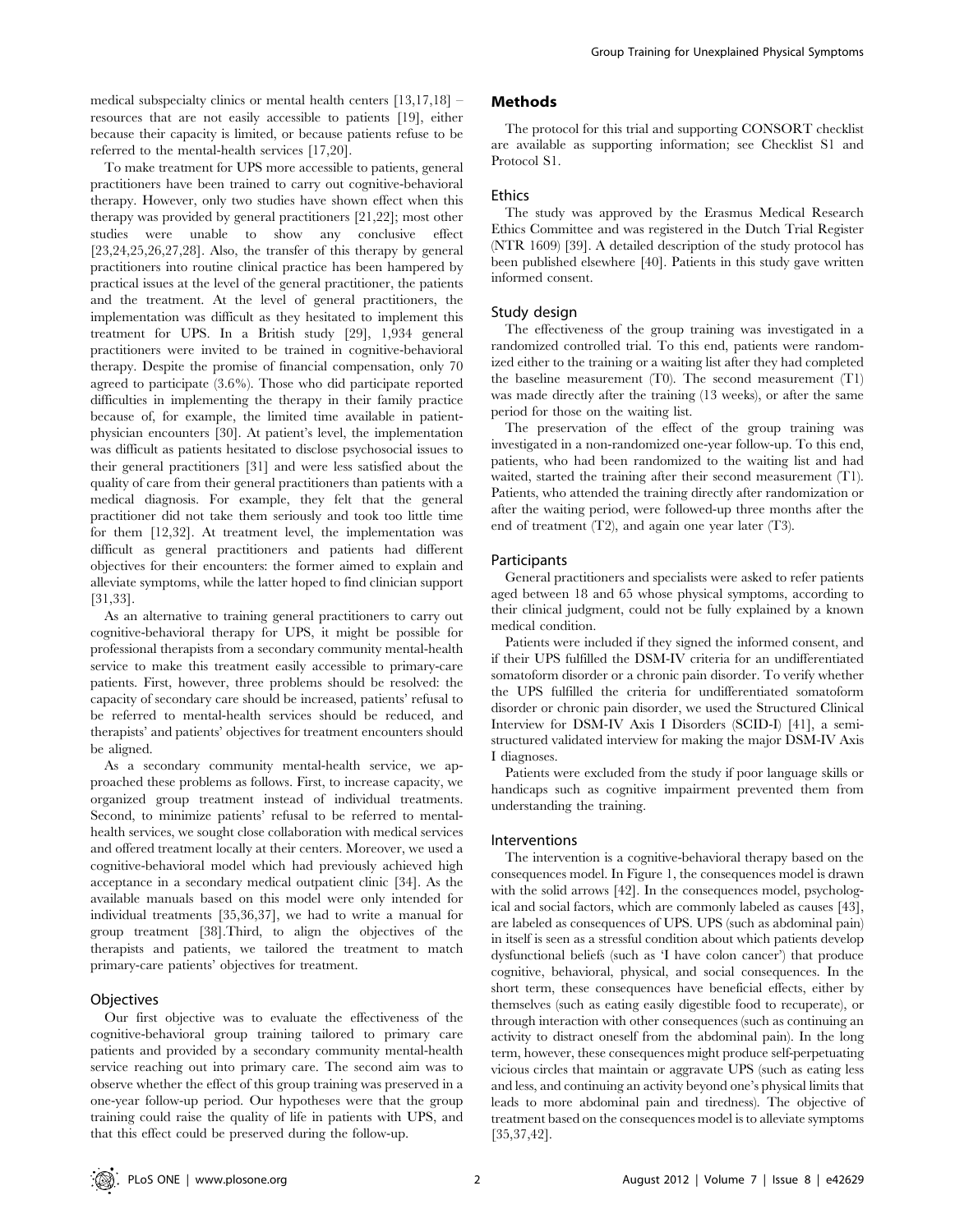medical subspecialty clinics or mental health centers [13,17,18] – resources that are not easily accessible to patients [19], either because their capacity is limited, or because patients refuse to be referred to the mental-health services [17,20].

To make treatment for UPS more accessible to patients, general practitioners have been trained to carry out cognitive-behavioral therapy. However, only two studies have shown effect when this therapy was provided by general practitioners [21,22]; most other studies were unable to show any conclusive effect [23,24,25,26,27,28]. Also, the transfer of this therapy by general practitioners into routine clinical practice has been hampered by practical issues at the level of the general practitioner, the patients and the treatment. At the level of general practitioners, the implementation was difficult as they hesitated to implement this treatment for UPS. In a British study [29], 1,934 general practitioners were invited to be trained in cognitive-behavioral therapy. Despite the promise of financial compensation, only 70 agreed to participate (3.6%). Those who did participate reported difficulties in implementing the therapy in their family practice because of, for example, the limited time available in patient-physician encounters [30]. At patient's level, the implementation was difficult as patients hesitated to disclose psychosocial issues to their general practitioners [31] and were less satisfied about the quality of care from their general practitioners than patients with a medical diagnosis. For example, they felt that the general practitioner did not take them seriously and took too little time for them [12,32]. At treatment level, the implementation was difficult as general practitioners and patients had different objectives for their encounters: the former aimed to explain and alleviate symptoms, while the latter hoped to find clinician support [31,33].

As an alternative to training general practitioners to carry out cognitive-behavioral therapy for UPS, it might be possible for professional therapists from a secondary community mental-health service to make this treatment easily accessible to primary-care patients. First, however, three problems should be resolved: the capacity of secondary care should be increased, patients' refusal to be referred to mental-health services should be reduced, and therapists' and patients' objectives for treatment encounters should be aligned.

As a secondary community mental-health service, we approached these problems as follows. First, to increase capacity, we organized group treatment instead of individual treatments. Second, to minimize patients' refusal to be referred to mental-health services, we sought close collaboration with medical services and offered treatment locally at their centers. Moreover, we used a cognitive-behavioral model which had previously achieved high acceptance in a secondary medical outpatient clinic [34]. As the available manuals based on this model were only intended for individual treatments [35,36,37], we had to write a manual for group treatment [38].Third, to align the objectives of the therapists and patients, we tailored the treatment to match primary-care patients' objectives for treatment.

### Objectives

Our first objective was to evaluate the effectiveness of the cognitive-behavioral group training tailored to primary care patients and provided by a secondary community mental-health service reaching out into primary care. The second aim was to observe whether the effect of this group training was preserved in a one-year follow-up period. Our hypotheses were that the group training could raise the quality of life in patients with UPS, and that this effect could be preserved during the follow-up.

## Methods

The protocol for this trial and supporting CONSORT checklist are available as supporting information; see Checklist S1 and Protocol S1.

### Ethics

The study was approved by the Erasmus Medical Research Ethics Committee and was registered in the Dutch Trial Register (NTR 1609) [39]. A detailed description of the study protocol has been published elsewhere [40]. Patients in this study gave written informed consent.

### Study design

The effectiveness of the group training was investigated in a randomized controlled trial. To this end, patients were randomized either to the training or a waiting list after they had completed the baseline measurement (T0). The second measurement (T1) was made directly after the training (13 weeks), or after the same period for those on the waiting list.

The preservation of the effect of the group training was investigated in a non-randomized one-year follow-up. To this end, patients, who had been randomized to the waiting list and had waited, started the training after their second measurement (T1). Patients, who attended the training directly after randomization or after the waiting period, were followed-up three months after the end of treatment (T2), and again one year later (T3).

### Participants

General practitioners and specialists were asked to refer patients aged between 18 and 65 whose physical symptoms, according to their clinical judgment, could not be fully explained by a known medical condition.

Patients were included if they signed the informed consent, and if their UPS fulfilled the DSM-IV criteria for an undifferentiated somatoform disorder or a chronic pain disorder. To verify whether the UPS fulfilled the criteria for undifferentiated somatoform disorder or chronic pain disorder, we used the Structured Clinical Interview for DSM-IV Axis I Disorders (SCID-I) [41], a semi-structured validated interview for making the major DSM-IV Axis I diagnoses.

Patients were excluded from the study if poor language skills or handicaps such as cognitive impairment prevented them from understanding the training.

### Interventions

The intervention is a cognitive-behavioral therapy based on the consequences model. In Figure 1, the consequences model is drawn with the solid arrows [42]. In the consequences model, psychological and social factors, which are commonly labeled as causes [43], are labeled as consequences of UPS. UPS (such as abdominal pain) in itself is seen as a stressful condition about which patients develop dysfunctional beliefs (such as 'I have colon cancer') that produce cognitive, behavioral, physical, and social consequences. In the short term, these consequences have beneficial effects, either by themselves (such as eating easily digestible food to recuperate), or through interaction with other consequences (such as continuing an activity to distract oneself from the abdominal pain). In the long term, however, these consequences might produce self-perpetuating vicious circles that maintain or aggravate UPS (such as eating less and less, and continuing an activity beyond one's physical limits that leads to more abdominal pain and tiredness). The objective of treatment based on the consequences model is to alleviate symptoms [35,37,42].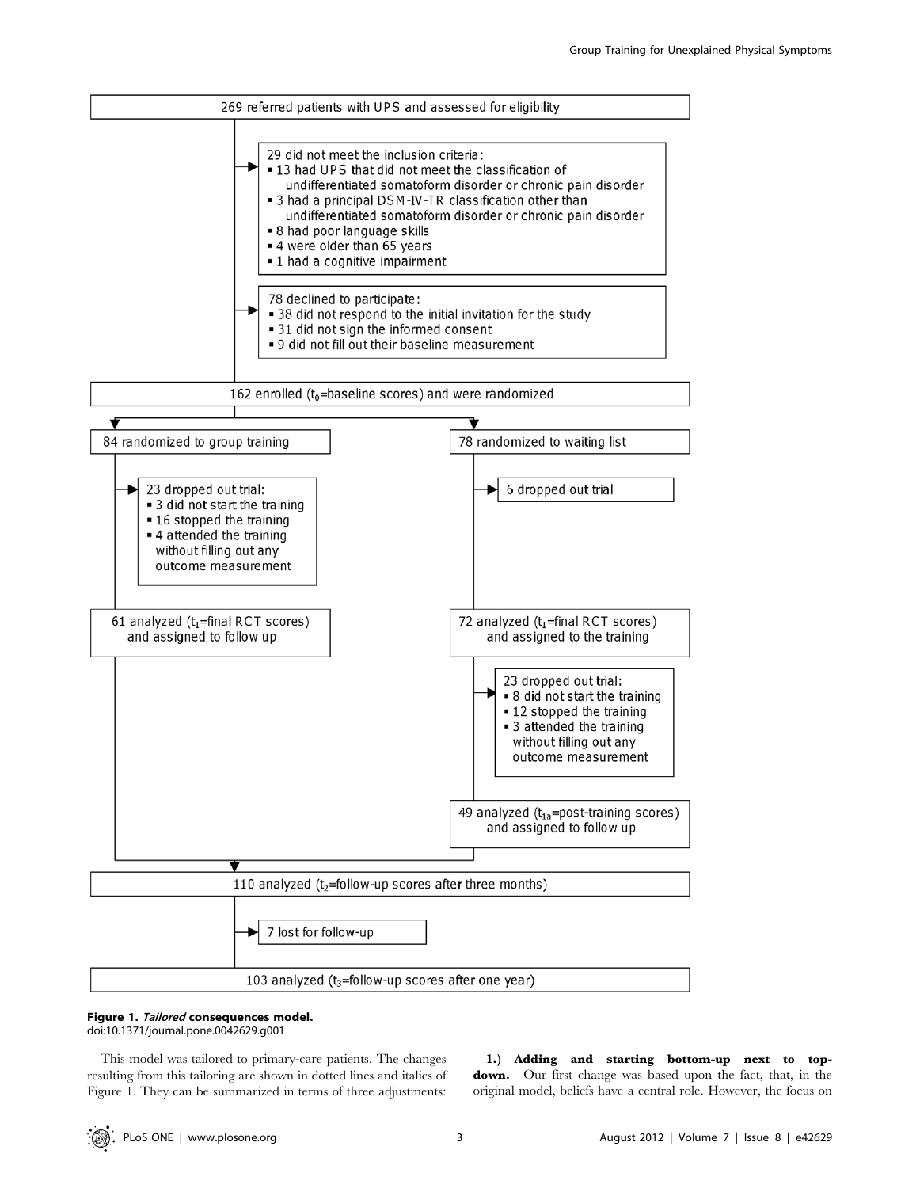269 referred patients with UPS and assessed for eligibility

29 did not meet the inclusion criteria:
- 13 had UPS that did not meet the classification of undifferentiated somatoform disorder or chronic pain disorder
- 3 had a principal DSM-IV-TR classification other than undifferentiated somatoform disorder or chronic pain disorder
- 8 had poor language skills
- 4 were older than 65 years
- 1 had a cognitive impairment

78 declined to participate:
- 38 did not respond to the initial invitation for the study
- 31 did not sign the informed consent
- 9 did not fill out their baseline measurement

162 enrolled ($t_0$=baseline scores) and were randomized

84 randomized to group training

23 dropped out trial:
- 3 did not start the training
- 16 stopped the training
- 4 attended the training without filling out any outcome measurement

61 analyzed ($t_1$=final RCT scores) and assigned to follow up

78 randomized to waiting list

6 dropped out trial

72 analyzed ($t_1$=final RCT scores) and assigned to the training

23 dropped out trial:
- 8 did not start the training
- 12 stopped the training
- 3 attended the training without filling out any outcome measurement

49 analyzed ($t_{1a}$=post-training scores) and assigned to follow up

110 analyzed ($t_2$=follow-up scores after three months)

7 lost for follow-up

103 analyzed ($t_3$=follow-up scores after one year)

**Figure 1.** ***Tailored*** **consequences model.**
doi:10.1371/journal.pone.0042629.g001

This model was tailored to primary-care patients. The changes resulting from this tailoring are shown in dotted lines and italics of Figure 1. They can be summarized in terms of three adjustments:

**1.) Adding and starting bottom-up next to top-down.** Our first change was based upon the fact, that, in the original model, beliefs have a central role. However, the focus on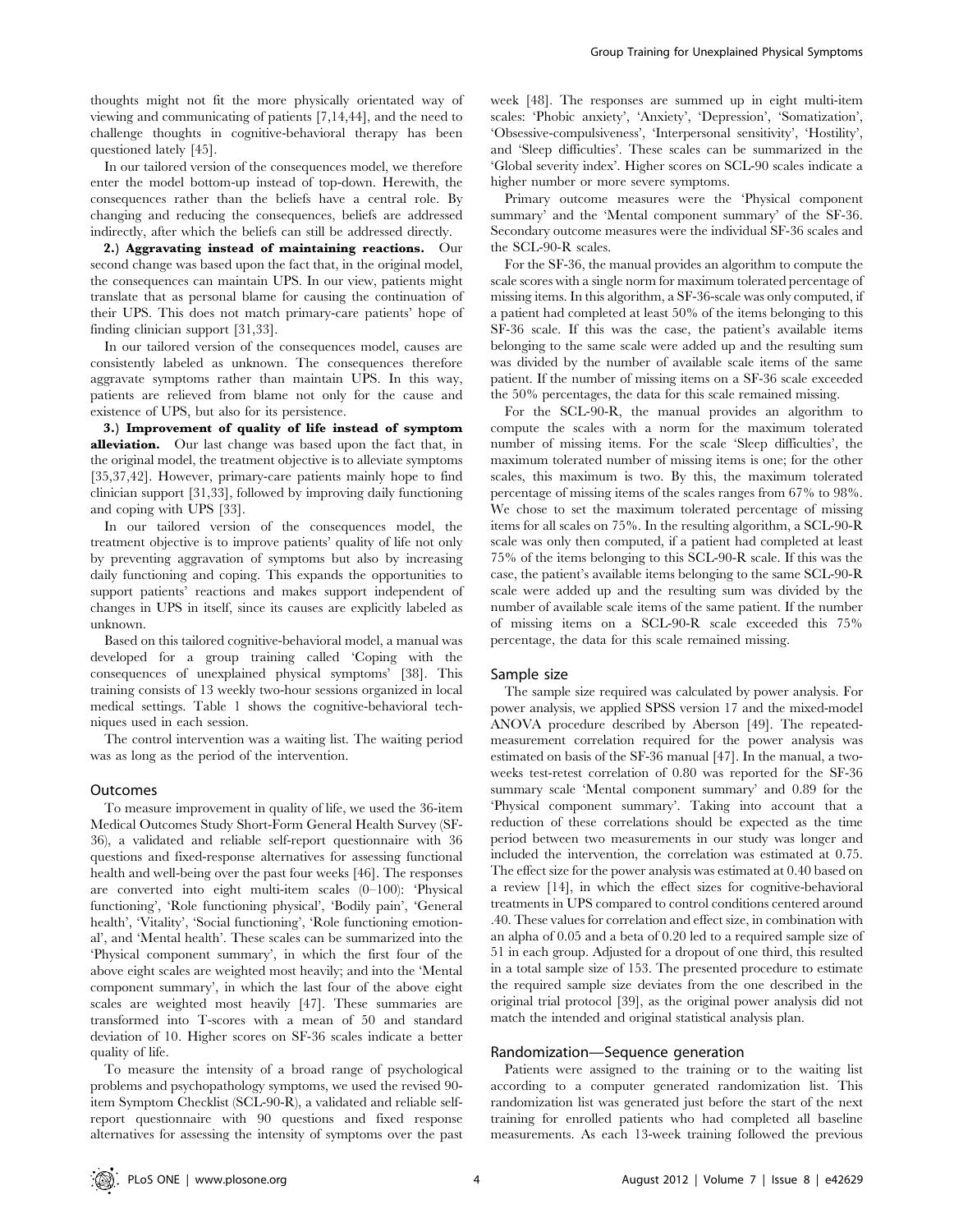thoughts might not fit the more physically orientated way of viewing and communicating of patients [7,14,44], and the need to challenge thoughts in cognitive-behavioral therapy has been questioned lately [45].

In our tailored version of the consequences model, we therefore enter the model bottom-up instead of top-down. Herewith, the consequences rather than the beliefs have a central role. By changing and reducing the consequences, beliefs are addressed indirectly, after which the beliefs can still be addressed directly.

**2.) Aggravating instead of maintaining reactions.** Our second change was based upon the fact that, in the original model, the consequences can maintain UPS. In our view, patients might translate that as personal blame for causing the continuation of their UPS. This does not match primary-care patients' hope of finding clinician support [31,33].

In our tailored version of the consequences model, causes are consistently labeled as unknown. The consequences therefore aggravate symptoms rather than maintain UPS. In this way, patients are relieved from blame not only for the cause and existence of UPS, but also for its persistence.

**3.) Improvement of quality of life instead of symptom alleviation.** Our last change was based upon the fact that, in the original model, the treatment objective is to alleviate symptoms [35,37,42]. However, primary-care patients mainly hope to find clinician support [31,33], followed by improving daily functioning and coping with UPS [33].

In our tailored version of the consequences model, the treatment objective is to improve patients' quality of life not only by preventing aggravation of symptoms but also by increasing daily functioning and coping. This expands the opportunities to support patients' reactions and makes support independent of changes in UPS in itself, since its causes are explicitly labeled as unknown.

Based on this tailored cognitive-behavioral model, a manual was developed for a group training called 'Coping with the consequences of unexplained physical symptoms' [38]. This training consists of 13 weekly two-hour sessions organized in local medical settings. Table 1 shows the cognitive-behavioral techniques used in each session.

The control intervention was a waiting list. The waiting period was as long as the period of the intervention.

## Outcomes

To measure improvement in quality of life, we used the 36-item Medical Outcomes Study Short-Form General Health Survey (SF-36), a validated and reliable self-report questionnaire with 36 questions and fixed-response alternatives for assessing functional health and well-being over the past four weeks [46]. The responses are converted into eight multi-item scales (0–100): 'Physical functioning', 'Role functioning physical', 'Bodily pain', 'General health', 'Vitality', 'Social functioning', 'Role functioning emotional', and 'Mental health'. These scales can be summarized into the 'Physical component summary', in which the first four of the above eight scales are weighted most heavily; and into the 'Mental component summary', in which the last four of the above eight scales are weighted most heavily [47]. These summaries are transformed into T-scores with a mean of 50 and standard deviation of 10. Higher scores on SF-36 scales indicate a better quality of life.

To measure the intensity of a broad range of psychological problems and psychopathology symptoms, we used the revised 90-item Symptom Checklist (SCL-90-R), a validated and reliable self-report questionnaire with 90 questions and fixed response alternatives for assessing the intensity of symptoms over the past week [48]. The responses are summed up in eight multi-item scales: 'Phobic anxiety', 'Anxiety', 'Depression', 'Somatization', 'Obsessive-compulsiveness', 'Interpersonal sensitivity', 'Hostility', and 'Sleep difficulties'. These scales can be summarized in the 'Global severity index'. Higher scores on SCL-90 scales indicate a higher number or more severe symptoms.

Primary outcome measures were the 'Physical component summary' and the 'Mental component summary' of the SF-36. Secondary outcome measures were the individual SF-36 scales and the SCL-90-R scales.

For the SF-36, the manual provides an algorithm to compute the scale scores with a single norm for maximum tolerated percentage of missing items. In this algorithm, a SF-36-scale was only computed, if a patient had completed at least 50% of the items belonging to this SF-36 scale. If this was the case, the patient's available items belonging to the same scale were added up and the resulting sum was divided by the number of available scale items of the same patient. If the number of missing items on a SF-36 scale exceeded the 50% percentages, the data for this scale remained missing.

For the SCL-90-R, the manual provides an algorithm to compute the scales with a norm for the maximum tolerated number of missing items. For the scale 'Sleep difficulties', the maximum tolerated number of missing items is one; for the other scales, this maximum is two. By this, the maximum tolerated percentage of missing items of the scales ranges from 67% to 98%. We chose to set the maximum tolerated percentage of missing items for all scales on 75%. In the resulting algorithm, a SCL-90-R scale was only then computed, if a patient had completed at least 75% of the items belonging to this SCL-90-R scale. If this was the case, the patient's available items belonging to the same SCL-90-R scale were added up and the resulting sum was divided by the number of available scale items of the same patient. If the number of missing items on a SCL-90-R scale exceeded this 75% percentage, the data for this scale remained missing.

## Sample size

The sample size required was calculated by power analysis. For power analysis, we applied SPSS version 17 and the mixed-model ANOVA procedure described by Aberson [49]. The repeated-measurement correlation required for the power analysis was estimated on basis of the SF-36 manual [47]. In the manual, a two-weeks test-retest correlation of 0.80 was reported for the SF-36 summary scale 'Mental component summary' and 0.89 for the 'Physical component summary'. Taking into account that a reduction of these correlations should be expected as the time period between two measurements in our study was longer and included the intervention, the correlation was estimated at 0.75. The effect size for the power analysis was estimated at 0.40 based on a review [14], in which the effect sizes for cognitive-behavioral treatments in UPS compared to control conditions centered around .40. These values for correlation and effect size, in combination with an alpha of 0.05 and a beta of 0.20 led to a required sample size of 51 in each group. Adjusted for a dropout of one third, this resulted in a total sample size of 153. The presented procedure to estimate the required sample size deviates from the one described in the original trial protocol [39], as the original power analysis did not match the intended and original statistical analysis plan.

## Randomization—Sequence generation

Patients were assigned to the training or to the waiting list according to a computer generated randomization list. This randomization list was generated just before the start of the next training for enrolled patients who had completed all baseline measurements. As each 13-week training followed the previous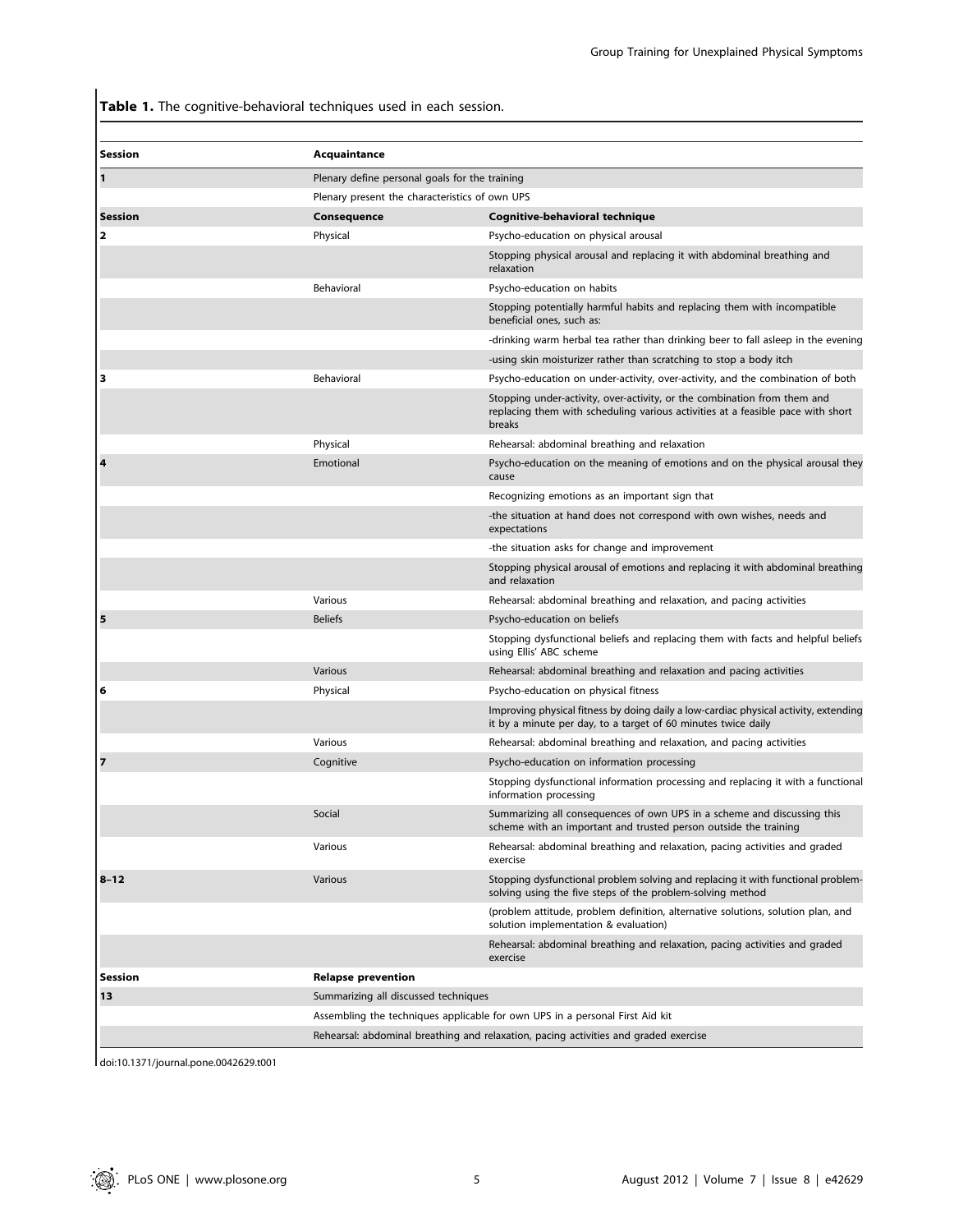**Table 1.** The cognitive-behavioral techniques used in each session.

| Session | Acquaintance | |
|---|---|---|
| 1 | Plenary define personal goals for the training | |
| | Plenary present the characteristics of own UPS | |
| **Session** | **Consequence** | **Cognitive-behavioral technique** |
| 2 | Physical | Psycho-education on physical arousal |
| | | Stopping physical arousal and replacing it with abdominal breathing and relaxation |
| | Behavioral | Psycho-education on habits |
| | | Stopping potentially harmful habits and replacing them with incompatible beneficial ones, such as: |
| | | -drinking warm herbal tea rather than drinking beer to fall asleep in the evening |
| | | -using skin moisturizer rather than scratching to stop a body itch |
| 3 | Behavioral | Psycho-education on under-activity, over-activity, and the combination of both |
| | | Stopping under-activity, over-activity, or the combination from them and replacing them with scheduling various activities at a feasible pace with short breaks |
| | Physical | Rehearsal: abdominal breathing and relaxation |
| 4 | Emotional | Psycho-education on the meaning of emotions and on the physical arousal they cause |
| | | Recognizing emotions as an important sign that |
| | | -the situation at hand does not correspond with own wishes, needs and expectations |
| | | -the situation asks for change and improvement |
| | | Stopping physical arousal of emotions and replacing it with abdominal breathing and relaxation |
| | Various | Rehearsal: abdominal breathing and relaxation, and pacing activities |
| 5 | Beliefs | Psycho-education on beliefs |
| | | Stopping dysfunctional beliefs and replacing them with facts and helpful beliefs using Ellis' ABC scheme |
| | Various | Rehearsal: abdominal breathing and relaxation and pacing activities |
| 6 | Physical | Psycho-education on physical fitness |
| | | Improving physical fitness by doing daily a low-cardiac physical activity, extending it by a minute per day, to a target of 60 minutes twice daily |
| | Various | Rehearsal: abdominal breathing and relaxation, and pacing activities |
| 7 | Cognitive | Psycho-education on information processing |
| | | Stopping dysfunctional information processing and replacing it with a functional information processing |
| | Social | Summarizing all consequences of own UPS in a scheme and discussing this scheme with an important and trusted person outside the training |
| | Various | Rehearsal: abdominal breathing and relaxation, pacing activities and graded exercise |
| 8–12 | Various | Stopping dysfunctional problem solving and replacing it with functional problem-solving using the five steps of the problem-solving method |
| | | (problem attitude, problem definition, alternative solutions, solution plan, and solution implementation & evaluation) |
| | | Rehearsal: abdominal breathing and relaxation, pacing activities and graded exercise |
| **Session** | **Relapse prevention** | |
| 13 | Summarizing all discussed techniques | |
| | Assembling the techniques applicable for own UPS in a personal First Aid kit | |
| | Rehearsal: abdominal breathing and relaxation, pacing activities and graded exercise | |

doi:10.1371/journal.pone.0042629.t001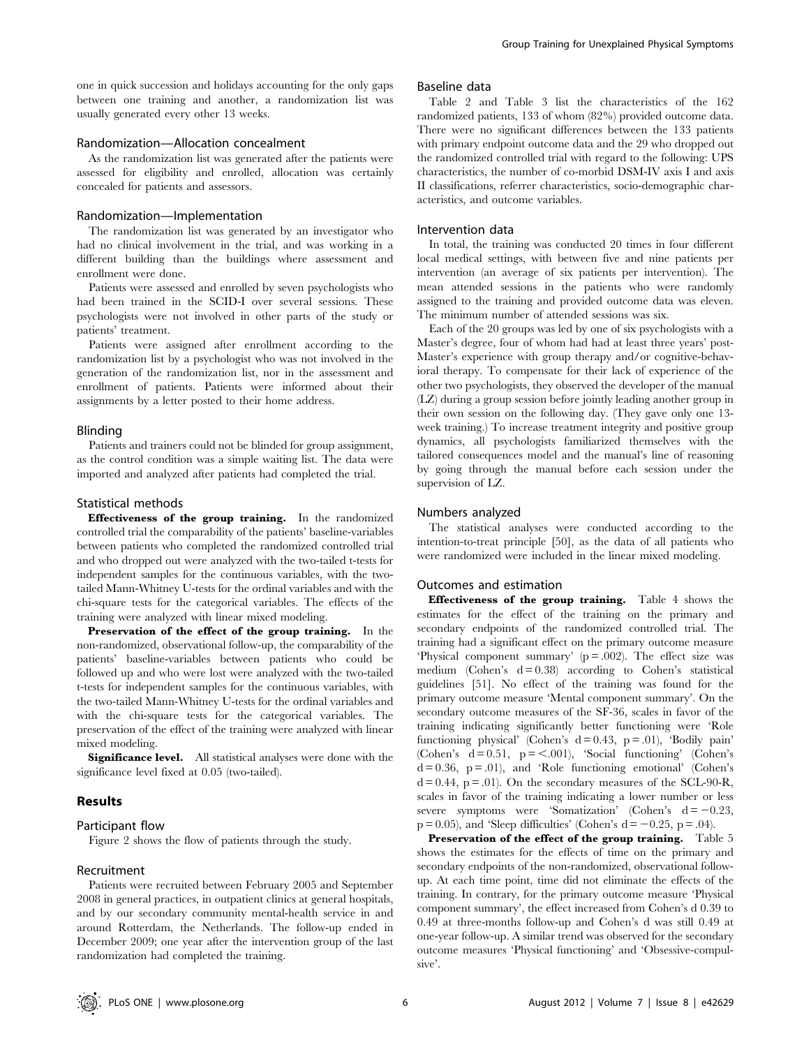one in quick succession and holidays accounting for the only gaps between one training and another, a randomization list was usually generated every other 13 weeks.

### Randomization—Allocation concealment

As the randomization list was generated after the patients were assessed for eligibility and enrolled, allocation was certainly concealed for patients and assessors.

### Randomization—Implementation

The randomization list was generated by an investigator who had no clinical involvement in the trial, and was working in a different building than the buildings where assessment and enrollment were done.

Patients were assessed and enrolled by seven psychologists who had been trained in the SCID-I over several sessions. These psychologists were not involved in other parts of the study or patients' treatment.

Patients were assigned after enrollment according to the randomization list by a psychologist who was not involved in the generation of the randomization list, nor in the assessment and enrollment of patients. Patients were informed about their assignments by a letter posted to their home address.

### Blinding

Patients and trainers could not be blinded for group assignment, as the control condition was a simple waiting list. The data were imported and analyzed after patients had completed the trial.

### Statistical methods

**Effectiveness of the group training.** In the randomized controlled trial the comparability of the patients' baseline-variables between patients who completed the randomized controlled trial and who dropped out were analyzed with the two-tailed t-tests for independent samples for the continuous variables, with the two-tailed Mann-Whitney U-tests for the ordinal variables and with the chi-square tests for the categorical variables. The effects of the training were analyzed with linear mixed modeling.

**Preservation of the effect of the group training.** In the non-randomized, observational follow-up, the comparability of the patients' baseline-variables between patients who could be followed up and who were lost were analyzed with the two-tailed t-tests for independent samples for the continuous variables, with the two-tailed Mann-Whitney U-tests for the ordinal variables and with the chi-square tests for the categorical variables. The preservation of the effect of the training were analyzed with linear mixed modeling.

**Significance level.** All statistical analyses were done with the significance level fixed at 0.05 (two-tailed).

## Results

### Participant flow

Figure 2 shows the flow of patients through the study.

### Recruitment

Patients were recruited between February 2005 and September 2008 in general practices, in outpatient clinics at general hospitals, and by our secondary community mental-health service in and around Rotterdam, the Netherlands. The follow-up ended in December 2009; one year after the intervention group of the last randomization had completed the training.

### Baseline data

Table 2 and Table 3 list the characteristics of the 162 randomized patients, 133 of whom (82%) provided outcome data. There were no significant differences between the 133 patients with primary endpoint outcome data and the 29 who dropped out the randomized controlled trial with regard to the following: UPS characteristics, the number of co-morbid DSM-IV axis I and axis II classifications, referrer characteristics, socio-demographic characteristics, and outcome variables.

### Intervention data

In total, the training was conducted 20 times in four different local medical settings, with between five and nine patients per intervention (an average of six patients per intervention). The mean attended sessions in the patients who were randomly assigned to the training and provided outcome data was eleven. The minimum number of attended sessions was six.

Each of the 20 groups was led by one of six psychologists with a Master's degree, four of whom had had at least three years' post-Master's experience with group therapy and/or cognitive-behavioral therapy. To compensate for their lack of experience of the other two psychologists, they observed the developer of the manual (LZ) during a group session before jointly leading another group in their own session on the following day. (They gave only one 13-week training.) To increase treatment integrity and positive group dynamics, all psychologists familiarized themselves with the tailored consequences model and the manual's line of reasoning by going through the manual before each session under the supervision of LZ.

### Numbers analyzed

The statistical analyses were conducted according to the intention-to-treat principle [50], as the data of all patients who were randomized were included in the linear mixed modeling.

### Outcomes and estimation

**Effectiveness of the group training.** Table 4 shows the estimates for the effect of the training on the primary and secondary endpoints of the randomized controlled trial. The training had a significant effect on the primary outcome measure 'Physical component summary' ($p = .002$). The effect size was medium (Cohen's $d = 0.38$) according to Cohen's statistical guidelines [51]. No effect of the training was found for the primary outcome measure 'Mental component summary'. On the secondary outcome measures of the SF-36, scales in favor of the training indicating significantly better functioning were 'Role functioning physical' (Cohen's $d = 0.43$, $p = .01$), 'Bodily pain' (Cohen's $d = 0.51$, $p = <.001$), 'Social functioning' (Cohen's $d = 0.36$, $p = .01$), and 'Role functioning emotional' (Cohen's $d = 0.44$, $p = .01$). On the secondary measures of the SCL-90-R, scales in favor of the training indicating a lower number or less severe symptoms were 'Somatization' (Cohen's $d = -0.23$, $p = 0.05$), and 'Sleep difficulties' (Cohen's $d = -0.25$, $p = .04$).

**Preservation of the effect of the group training.** Table 5 shows the estimates for the effects of time on the primary and secondary endpoints of the non-randomized, observational follow-up. At each time point, time did not eliminate the effects of the training. In contrary, for the primary outcome measure 'Physical component summary', the effect increased from Cohen's d 0.39 to 0.49 at three-months follow-up and Cohen's d was still 0.49 at one-year follow-up. A similar trend was observed for the secondary outcome measures 'Physical functioning' and 'Obsessive-compulsive'.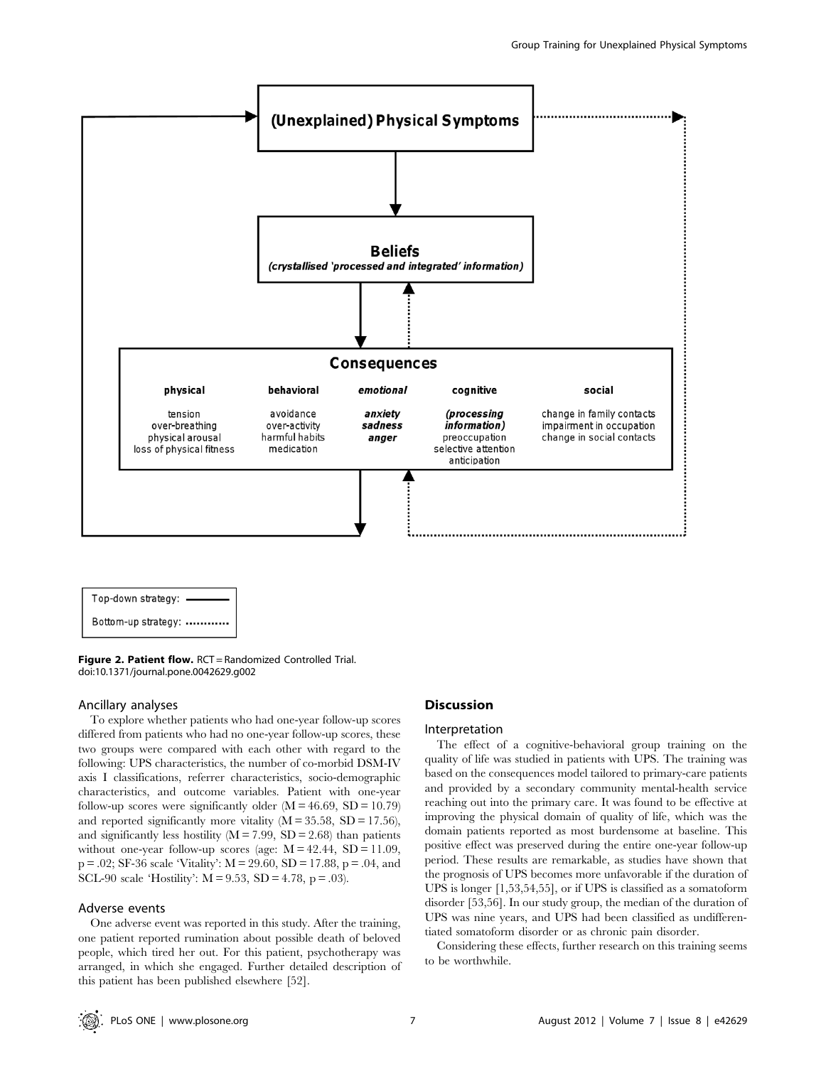**(Unexplained) Physical Symptoms**

**Beliefs**
*(crystallised 'processed and integrated' information)*

**Consequences**

| physical | behavioral | *emotional* | cognitive | social |
| --- | --- | --- | --- | --- |
| tension<br>over-breathing<br>physical arousal<br>loss of physical fitness | avoidance<br>over-activity<br>harmful habits<br>medication | ***anxiety***<br>***sadness***<br>***anger*** | ***(processing information)***<br>preoccupation<br>selective attention<br>anticipation | change in family contacts<br>impairment in occupation<br>change in social contacts |

Top-down strategy: ————
Bottom-up strategy: …………

**Figure 2. Patient flow.** RCT = Randomized Controlled Trial.
doi:10.1371/journal.pone.0042629.g002

### Ancillary analyses

To explore whether patients who had one-year follow-up scores differed from patients who had no one-year follow-up scores, these two groups were compared with each other with regard to the following: UPS characteristics, the number of co-morbid DSM-IV axis I classifications, referrer characteristics, socio-demographic characteristics, and outcome variables. Patient with one-year follow-up scores were significantly older ($M = 46.69$, $SD = 10.79$) and reported significantly more vitality ($M = 35.58$, $SD = 17.56$), and significantly less hostility ($M = 7.99$, $SD = 2.68$) than patients without one-year follow-up scores (age: $M = 42.44$, $SD = 11.09$, $p = .02$; SF-36 scale 'Vitality': $M = 29.60$, $SD = 17.88$, $p = .04$, and SCL-90 scale 'Hostility': $M = 9.53$, $SD = 4.78$, $p = .03$).

### Adverse events

One adverse event was reported in this study. After the training, one patient reported rumination about possible death of beloved people, which tired her out. For this patient, psychotherapy was arranged, in which she engaged. Further detailed description of this patient has been published elsewhere [52].

## Discussion

### Interpretation

The effect of a cognitive-behavioral group training on the quality of life was studied in patients with UPS. The training was based on the consequences model tailored to primary-care patients and provided by a secondary community mental-health service reaching out into the primary care. It was found to be effective at improving the physical domain of quality of life, which was the domain patients reported as most burdensome at baseline. This positive effect was preserved during the entire one-year follow-up period. These results are remarkable, as studies have shown that the prognosis of UPS becomes more unfavorable if the duration of UPS is longer [1,53,54,55], or if UPS is classified as a somatoform disorder [53,56]. In our study group, the median of the duration of UPS was nine years, and UPS had been classified as undifferentiated somatoform disorder or as chronic pain disorder.

Considering these effects, further research on this training seems to be worthwhile.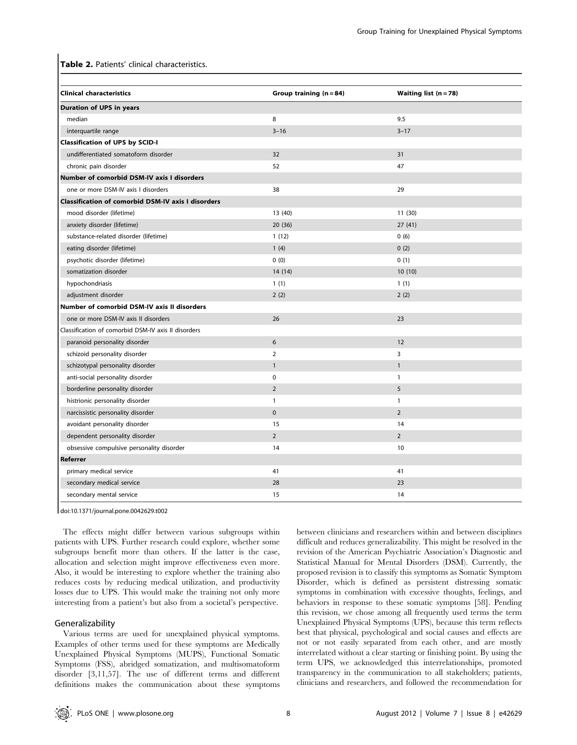**Table 2.** Patients' clinical characteristics.

| Clinical characteristics | Group training (n = 84) | Waiting list (n = 78) |
| --- | --- | --- |
| **Duration of UPS in years** | | |
| median | 8 | 9.5 |
| interquartile range | 3–16 | 3–17 |
| **Classification of UPS by SCID-I** | | |
| undifferentiated somatoform disorder | 32 | 31 |
| chronic pain disorder | 52 | 47 |
| **Number of comorbid DSM-IV axis I disorders** | | |
| one or more DSM-IV axis I disorders | 38 | 29 |
| **Classification of comorbid DSM-IV axis I disorders** | | |
| mood disorder (lifetime) | 13 (40) | 11 (30) |
| anxiety disorder (lifetime) | 20 (36) | 27 (41) |
| substance-related disorder (lifetime) | 1 (12) | 0 (6) |
| eating disorder (lifetime) | 1 (4) | 0 (2) |
| psychotic disorder (lifetime) | 0 (0) | 0 (1) |
| somatization disorder | 14 (14) | 10 (10) |
| hypochondriasis | 1 (1) | 1 (1) |
| adjustment disorder | 2 (2) | 2 (2) |
| **Number of comorbid DSM-IV axis II disorders** | | |
| one or more DSM-IV axis II disorders | 26 | 23 |
| Classification of comorbid DSM-IV axis II disorders | | |
| paranoid personality disorder | 6 | 12 |
| schizoid personality disorder | 2 | 3 |
| schizotypal personality disorder | 1 | 1 |
| anti-social personality disorder | 0 | 1 |
| borderline personality disorder | 2 | 5 |
| histrionic personality disorder | 1 | 1 |
| narcissistic personality disorder | 0 | 2 |
| avoidant personality disorder | 15 | 14 |
| dependent personality disorder | 2 | 2 |
| obsessive compulsive personality disorder | 14 | 10 |
| **Referrer** | | |
| primary medical service | 41 | 41 |
| secondary medical service | 28 | 23 |
| secondary mental service | 15 | 14 |

doi:10.1371/journal.pone.0042629.t002

The effects might differ between various subgroups within patients with UPS. Further research could explore, whether some subgroups benefit more than others. If the latter is the case, allocation and selection might improve effectiveness even more. Also, it would be interesting to explore whether the training also reduces costs by reducing medical utilization, and productivity losses due to UPS. This would make the training not only more interesting from a patient's but also from a societal's perspective.

## Generalizability

Various terms are used for unexplained physical symptoms. Examples of other terms used for these symptoms are Medically Unexplained Physical Symptoms (MUPS), Functional Somatic Symptoms (FSS), abridged somatization, and multisomatoform disorder [3,11,57]. The use of different terms and different definitions makes the communication about these symptoms between clinicians and researchers within and between disciplines difficult and reduces generalizability. This might be resolved in the revision of the American Psychiatric Association's Diagnostic and Statistical Manual for Mental Disorders (DSM). Currently, the proposed revision is to classify this symptoms as Somatic Symptom Disorder, which is defined as persistent distressing somatic symptoms in combination with excessive thoughts, feelings, and behaviors in response to these somatic symptoms [58]. Pending this revision, we chose among all frequently used terms the term Unexplained Physical Symptoms (UPS), because this term reflects best that physical, psychological and social causes and effects are not or not easily separated from each other, and are mostly interrelated without a clear starting or finishing point. By using the term UPS, we acknowledged this interrelationships, promoted transparency in the communication to all stakeholders; patients, clinicians and researchers, and followed the recommendation for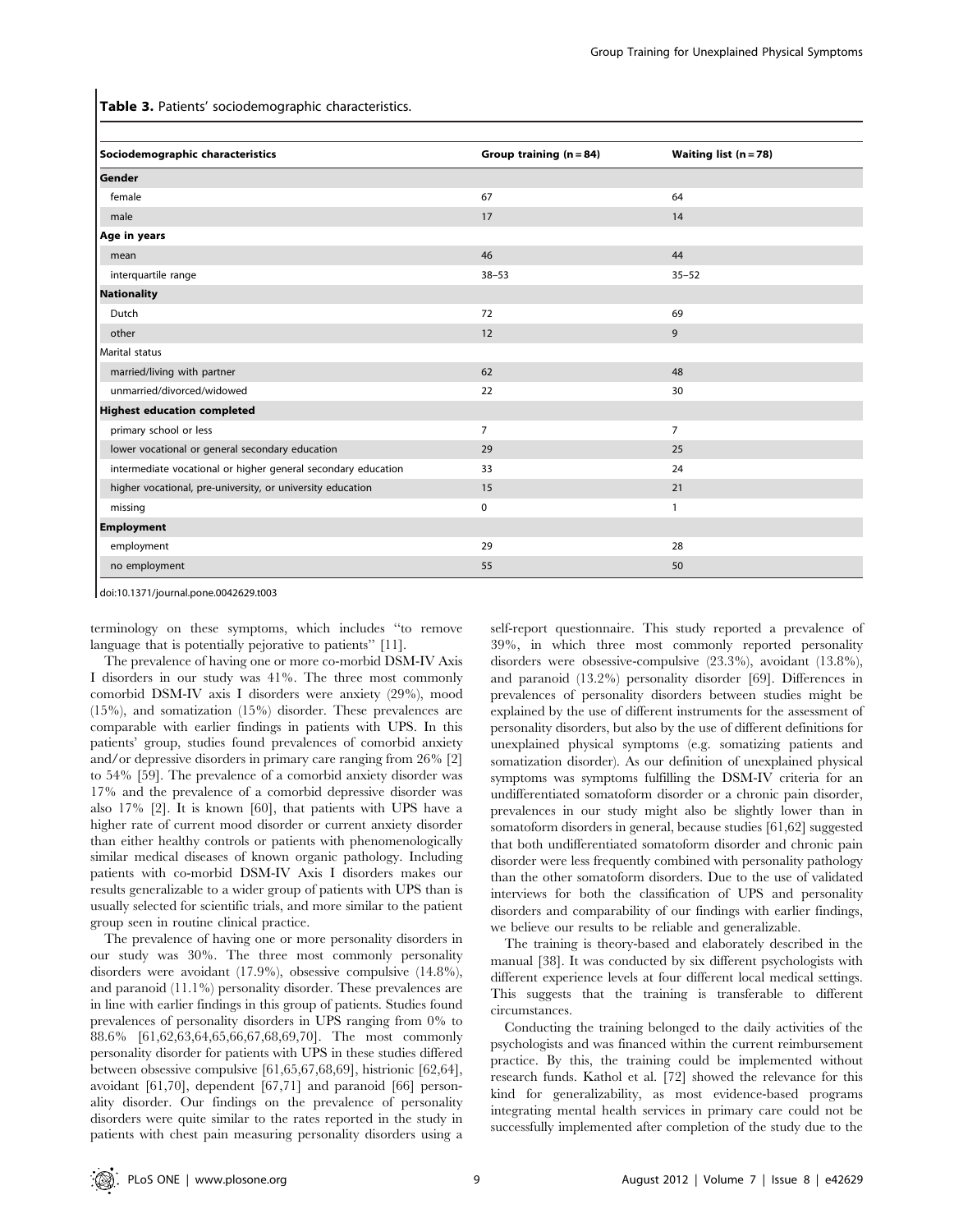**Table 3.** Patients' sociodemographic characteristics.

| Sociodemographic characteristics | Group training (n = 84) | Waiting list (n = 78) |
|---|---|---|
| **Gender** | | |
| female | 67 | 64 |
| male | 17 | 14 |
| **Age in years** | | |
| mean | 46 | 44 |
| interquartile range | 38–53 | 35–52 |
| **Nationality** | | |
| Dutch | 72 | 69 |
| other | 12 | 9 |
| Marital status | | |
| married/living with partner | 62 | 48 |
| unmarried/divorced/widowed | 22 | 30 |
| **Highest education completed** | | |
| primary school or less | 7 | 7 |
| lower vocational or general secondary education | 29 | 25 |
| intermediate vocational or higher general secondary education | 33 | 24 |
| higher vocational, pre-university, or university education | 15 | 21 |
| missing | 0 | 1 |
| **Employment** | | |
| employment | 29 | 28 |
| no employment | 55 | 50 |

doi:10.1371/journal.pone.0042629.t003

terminology on these symptoms, which includes "to remove language that is potentially pejorative to patients" [11].

The prevalence of having one or more co-morbid DSM-IV Axis I disorders in our study was 41%. The three most commonly comorbid DSM-IV axis I disorders were anxiety (29%), mood (15%), and somatization (15%) disorder. These prevalences are comparable with earlier findings in patients with UPS. In this patients' group, studies found prevalences of comorbid anxiety and/or depressive disorders in primary care ranging from 26% [2] to 54% [59]. The prevalence of a comorbid anxiety disorder was 17% and the prevalence of a comorbid depressive disorder was also 17% [2]. It is known [60], that patients with UPS have a higher rate of current mood disorder or current anxiety disorder than either healthy controls or patients with phenomenologically similar medical diseases of known organic pathology. Including patients with co-morbid DSM-IV Axis I disorders makes our results generalizable to a wider group of patients with UPS than is usually selected for scientific trials, and more similar to the patient group seen in routine clinical practice.

The prevalence of having one or more personality disorders in our study was 30%. The three most commonly personality disorders were avoidant (17.9%), obsessive compulsive (14.8%), and paranoid (11.1%) personality disorder. These prevalences are in line with earlier findings in this group of patients. Studies found prevalences of personality disorders in UPS ranging from 0% to 88.6% [61,62,63,64,65,66,67,68,69,70]. The most commonly personality disorder for patients with UPS in these studies differed between obsessive compulsive [61,65,67,68,69], histrionic [62,64], avoidant [61,70], dependent [67,71] and paranoid [66] personality disorder. Our findings on the prevalence of personality disorders were quite similar to the rates reported in the study in patients with chest pain measuring personality disorders using a self-report questionnaire. This study reported a prevalence of 39%, in which three most commonly reported personality disorders were obsessive-compulsive (23.3%), avoidant (13.8%), and paranoid (13.2%) personality disorder [69]. Differences in prevalences of personality disorders between studies might be explained by the use of different instruments for the assessment of personality disorders, but also by the use of different definitions for unexplained physical symptoms (e.g. somatizing patients and somatization disorder). As our definition of unexplained physical symptoms was symptoms fulfilling the DSM-IV criteria for an undifferentiated somatoform disorder or a chronic pain disorder, prevalences in our study might also be slightly lower than in somatoform disorders in general, because studies [61,62] suggested that both undifferentiated somatoform disorder and chronic pain disorder were less frequently combined with personality pathology than the other somatoform disorders. Due to the use of validated interviews for both the classification of UPS and personality disorders and comparability of our findings with earlier findings, we believe our results to be reliable and generalizable.

The training is theory-based and elaborately described in the manual [38]. It was conducted by six different psychologists with different experience levels at four different local medical settings. This suggests that the training is transferable to different circumstances.

Conducting the training belonged to the daily activities of the psychologists and was financed within the current reimbursement practice. By this, the training could be implemented without research funds. Kathol et al. [72] showed the relevance for this kind for generalizability, as most evidence-based programs integrating mental health services in primary care could not be successfully implemented after completion of the study due to the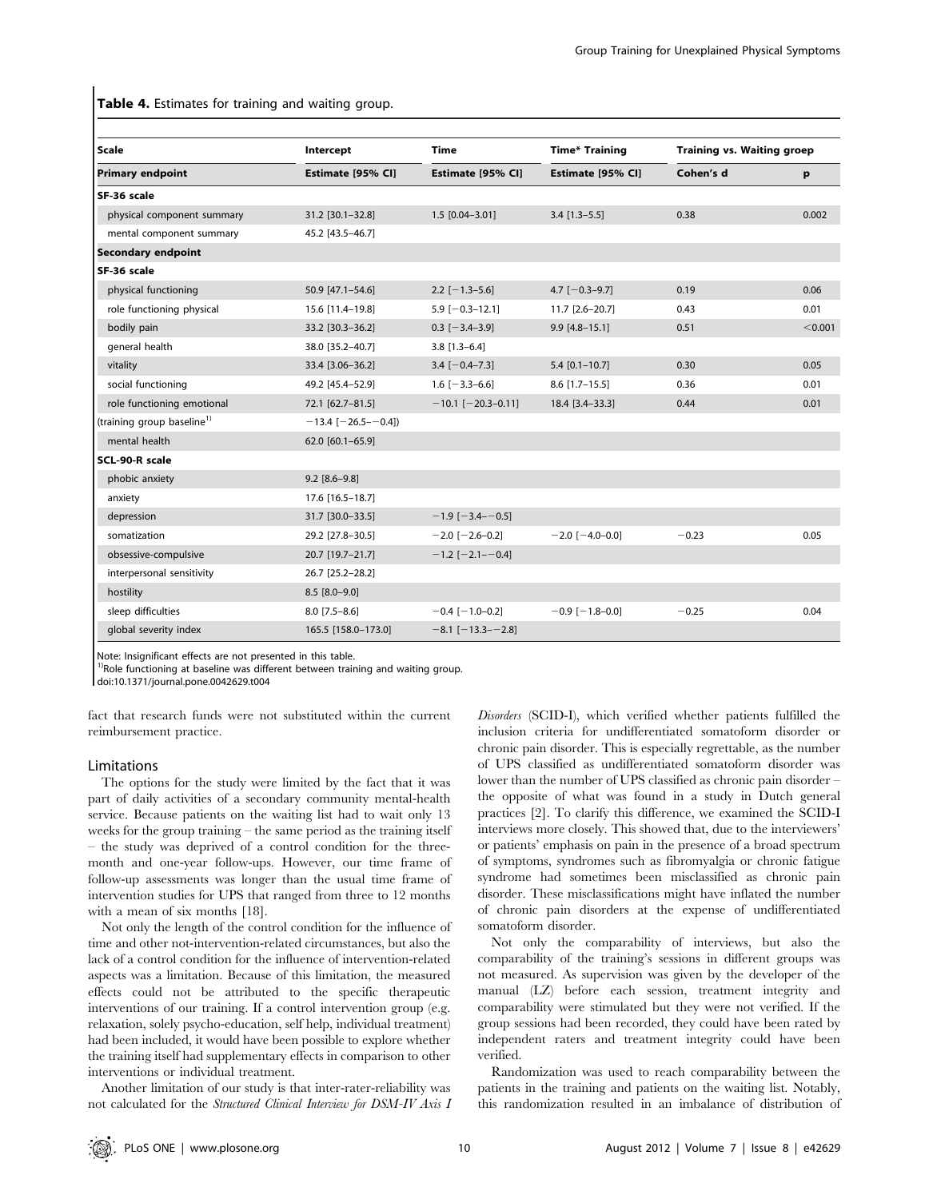**Table 4.** Estimates for training and waiting group.

| Scale | Intercept | Time | Time* Training | Training vs. Waiting groep | |
|---|---|---|---|---|---|
| **Primary endpoint** | **Estimate [95% CI]** | **Estimate [95% CI]** | **Estimate [95% CI]** | **Cohen's d** | **p** |
| **SF-36 scale** | | | | | |
| physical component summary | 31.2 [30.1–32.8] | 1.5 [0.04–3.01] | 3.4 [1.3–5.5] | 0.38 | 0.002 |
| mental component summary | 45.2 [43.5–46.7] | | | | |
| **Secondary endpoint** | | | | | |
| **SF-36 scale** | | | | | |
| physical functioning | 50.9 [47.1–54.6] | 2.2 [−1.3–5.6] | 4.7 [−0.3–9.7] | 0.19 | 0.06 |
| role functioning physical | 15.6 [11.4–19.8] | 5.9 [−0.3–12.1] | 11.7 [2.6–20.7] | 0.43 | 0.01 |
| bodily pain | 33.2 [30.3–36.2] | 0.3 [−3.4–3.9] | 9.9 [4.8–15.1] | 0.51 | <0.001 |
| general health | 38.0 [35.2–40.7] | 3.8 [1.3–6.4] | | | |
| vitality | 33.4 [3.06–36.2] | 3.4 [−0.4–7.3] | 5.4 [0.1–10.7] | 0.30 | 0.05 |
| social functioning | 49.2 [45.4–52.9] | 1.6 [−3.3–6.6] | 8.6 [1.7–15.5] | 0.36 | 0.01 |
| role functioning emotional | 72.1 [62.7–81.5] | −10.1 [−20.3–0.11] | 18.4 [3.4–33.3] | 0.44 | 0.01 |
| (training group baseline[1]) | −13.4 [−26.5–−0.4]) | | | | |
| mental health | 62.0 [60.1–65.9] | | | | |
| **SCL-90-R scale** | | | | | |
| phobic anxiety | 9.2 [8.6–9.8] | | | | |
| anxiety | 17.6 [16.5–18.7] | | | | |
| depression | 31.7 [30.0–33.5] | −1.9 [−3.4–−0.5] | | | |
| somatization | 29.2 [27.8–30.5] | −2.0 [−2.6–0.2] | −2.0 [−4.0–0.0] | −0.23 | 0.05 |
| obsessive-compulsive | 20.7 [19.7–21.7] | −1.2 [−2.1–−0.4] | | | |
| interpersonal sensitivity | 26.7 [25.2–28.2] | | | | |
| hostility | 8.5 [8.0–9.0] | | | | |
| sleep difficulties | 8.0 [7.5–8.6] | −0.4 [−1.0–0.2] | −0.9 [−1.8–0.0] | −0.25 | 0.04 |
| global severity index | 165.5 [158.0–173.0] | −8.1 [−13.3–−2.8] | | | |

Note: Insignificant effects are not presented in this table.
[1])Role functioning at baseline was different between training and waiting group.
doi:10.1371/journal.pone.0042629.t004

fact that research funds were not substituted within the current reimbursement practice.

## Limitations

The options for the study were limited by the fact that it was part of daily activities of a secondary community mental-health service. Because patients on the waiting list had to wait only 13 weeks for the group training – the same period as the training itself – the study was deprived of a control condition for the three-month and one-year follow-ups. However, our time frame of follow-up assessments was longer than the usual time frame of intervention studies for UPS that ranged from three to 12 months with a mean of six months [18].

Not only the length of the control condition for the influence of time and other not-intervention-related circumstances, but also the lack of a control condition for the influence of intervention-related aspects was a limitation. Because of this limitation, the measured effects could not be attributed to the specific therapeutic interventions of our training. If a control intervention group (e.g. relaxation, solely psycho-education, self help, individual treatment) had been included, it would have been possible to explore whether the training itself had supplementary effects in comparison to other interventions or individual treatment.

Another limitation of our study is that inter-rater-reliability was not calculated for the *Structured Clinical Interview for DSM-IV Axis I Disorders* (SCID-I), which verified whether patients fulfilled the inclusion criteria for undifferentiated somatoform disorder or chronic pain disorder. This is especially regrettable, as the number of UPS classified as undifferentiated somatoform disorder was lower than the number of UPS classified as chronic pain disorder – the opposite of what was found in a study in Dutch general practices [2]. To clarify this difference, we examined the SCID-I interviews more closely. This showed that, due to the interviewers' or patients' emphasis on pain in the presence of a broad spectrum of symptoms, syndromes such as fibromyalgia or chronic fatigue syndrome had sometimes been misclassified as chronic pain disorder. These misclassifications might have inflated the number of chronic pain disorders at the expense of undifferentiated somatoform disorder.

Not only the comparability of interviews, but also the comparability of the training's sessions in different groups was not measured. As supervision was given by the developer of the manual (LZ) before each session, treatment integrity and comparability were stimulated but they were not verified. If the group sessions had been recorded, they could have been rated by independent raters and treatment integrity could have been verified.

Randomization was used to reach comparability between the patients in the training and patients on the waiting list. Notably, this randomization resulted in an imbalance of distribution of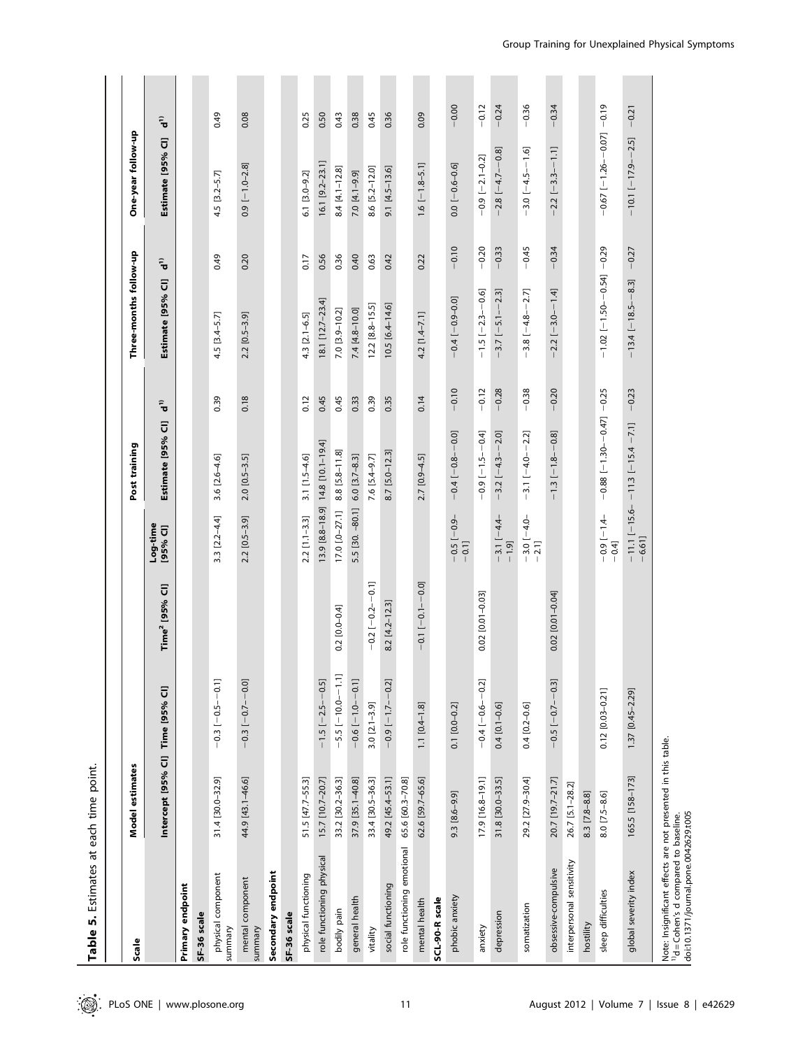**Table 5.** Estimates at each time point.

| Scale | Model estimates | | | | Post training | | Three-months follow-up | | One-year follow-up | |
|---|---|---|---|---|---|---|---|---|---|---|
| | Intercept [95% CI] | Time [95% CI] | Time$^2$ [95% CI] | Log-time [95% CI] | Estimate [95% CI] | d[1] | Estimate [95% CI] | d[1] | Estimate [95% CI] | d[1] |
| **Primary endpoint** | | | | | | | | | | |
| **SF-36 scale** | | | | | | | | | | |
| physical component summary | 31.4 [30.0–32.9] | −0.3 [−0.5–−0.1] | | 3.3 [2.2–4.4] | 3.6 [2.6–4.6] | 0.39 | 4.5 [3.4–5.7] | 0.49 | 4.5 [3.2–5.7] | 0.49 |
| mental component summary | 44.9 [43.1–46.6] | −0.3 [−0.7–−0.0] | | 2.2 [0.5–3.9] | 2.0 [0.5–3.5] | 0.18 | 2.2 [0.5–3.9] | 0.20 | 0.9 [−1.0–2.8] | 0.08 |
| **Secondary endpoint** | | | | | | | | | | |
| **SF-36 scale** | | | | | | | | | | |
| physical functioning | 51.5 [47.7–55.3] | | | 2.2 [1.1–3.3] | 3.1 [1.5–4.6] | 0.12 | 4.3 [2.1–6.5] | 0.17 | 6.1 [3.0–9.2] | 0.25 |
| role functioning physical | 15.7 [10.7–20.7] | −1.5 [−2.5–−0.5] | | 13.9 [8.8–18.9] | 14.8 [10.1–19.4] | 0.45 | 18.1 [12.7–23.4] | 0.56 | 16.1 [9.2–23.1] | 0.50 |
| bodily pain | 33.2 [30.2–36.3] | −5.5 [−10.0–−1.1] | 0.2 [0.0–0.4] | 17.0 [0–27.1] | 8.8 [5.8–11.8] | 0.45 | 7.0 [3.9–10.2] | 0.36 | 8.4 [4.1–12.8] | 0.43 |
| general health | 37.9 [35.1–40.8] | −0.6 [−1.0–−0.1] | | 5.5 [30. –80.1] | 6.0 [3.7–8.3] | 0.33 | 7.4 [4.8–10.0] | 0.40 | 7.0 [4.1–9.9] | 0.38 |
| vitality | 33.4 [30.5–36.3] | 3.0 [2.1–3.9] | −0.2 [−0.2–−0.1] | | 7.6 [5.4–9.7] | 0.39 | 12.2 [8.8–15.5] | 0.63 | 8.6 [5.2–12.0] | 0.45 |
| social functioning | 49.2 [45.4–53.1] | −0.9 [−1.7–−0.2] | 8.2 [4.2–12.3] | | 8.7 [5.0–12.3] | 0.35 | 10.5 [6.4–14.6] | 0.42 | 9.1 [4.5–13.6] | 0.36 |
| role functioning emotional | 65.6 [60.3–70.8] | | | | | | | | | |
| mental health | 62.6 [59.7–65.6] | 1.1 [0.4–1.8] | −0.1 [−0.1–−0.0] | | 2.7 [0.9–4.5] | 0.14 | 4.2 [1.4–7.1] | 0.22 | 1.6 [−1.8–5.1] | 0.09 |
| **SCL-90-R scale** | | | | | | | | | | |
| phobic anxiety | 9.3 [8.6–9.9] | 0.1 [0.0–0.2] | | −0.5 [−0.9–−0.1] | −0.4 [−0.8–−0.0] | −0.10 | −0.4 [−0.9–0.0] | −0.10 | 0.0 [−0.6–0.6] | −0.00 |
| anxiety | 17.9 [16.8–19.1] | −0.4 [−0.6–−0.2] | 0.02 [0.01–0.03] | | −0.9 [−1.5–−0.4] | −0.12 | −1.5 [−2.3–−0.6] | −0.20 | −0.9 [−2.1–0.2] | −0.12 |
| depression | 31.8 [30.0–33.5] | 0.4 [0.1–0.6] | | −3.1 [−4.4–−1.9] | −3.2 [−4.3–−2.0] | −0.28 | −3.7 [−5.1–−2.3] | −0.33 | −2.8 [−4.7–−0.8] | −0.24 |
| somatization | 29.2 [27.9–30.4] | 0.4 [0.2–0.6] | | −3.0 [−4.0–−2.1] | −3.1 [−4.0–−2.2] | −0.38 | −3.8 [−4.8–−2.7] | −0.45 | −3.0 [−4.5–−1.6] | −0.36 |
| obsessive-compulsive | 20.7 [19.7–21.7] | −0.5 [−0.7–−0.3] | 0.02 [0.01–0.04] | | −1.3 [−1.8–−0.8] | −0.20 | −2.2 [−3.0–−1.4] | −0.34 | −2.2 [−3.3–−1.1] | −0.34 |
| interpersonal sensitivity | 26.7 [5.1–28.2] | | | | | | | | | |
| hostility | 8.3 [7.8–8.8] | | | | | | | | | |
| sleep difficulties | 8.0 [7.5–8.6] | 0.12 [0.03–0.21] | | −0.9 [−1.4–−0.4] | −0.88 [−1.30–−0.47] | −0.25 | −1.02 [−1.50–−0.54] | −0.29 | −0.67 [−1.26–−0.07] | −0.19 |
| global severity index | 165.5 [158–173] | 1.37 [0.45–2.29] | | −11.1 [−15.6–−6.61] | −11.3 [−15.4 –7.1] | −0.23 | −13.4 [−18.5–−8.3] | −0.27 | −10.1 [−17.9–−2.5] | −0.21 |

Note: Insignificant effects are not presented in this table.
[1]d = Cohen's d compared to baseline.
doi:10.1371/journal.pone.0042629.t005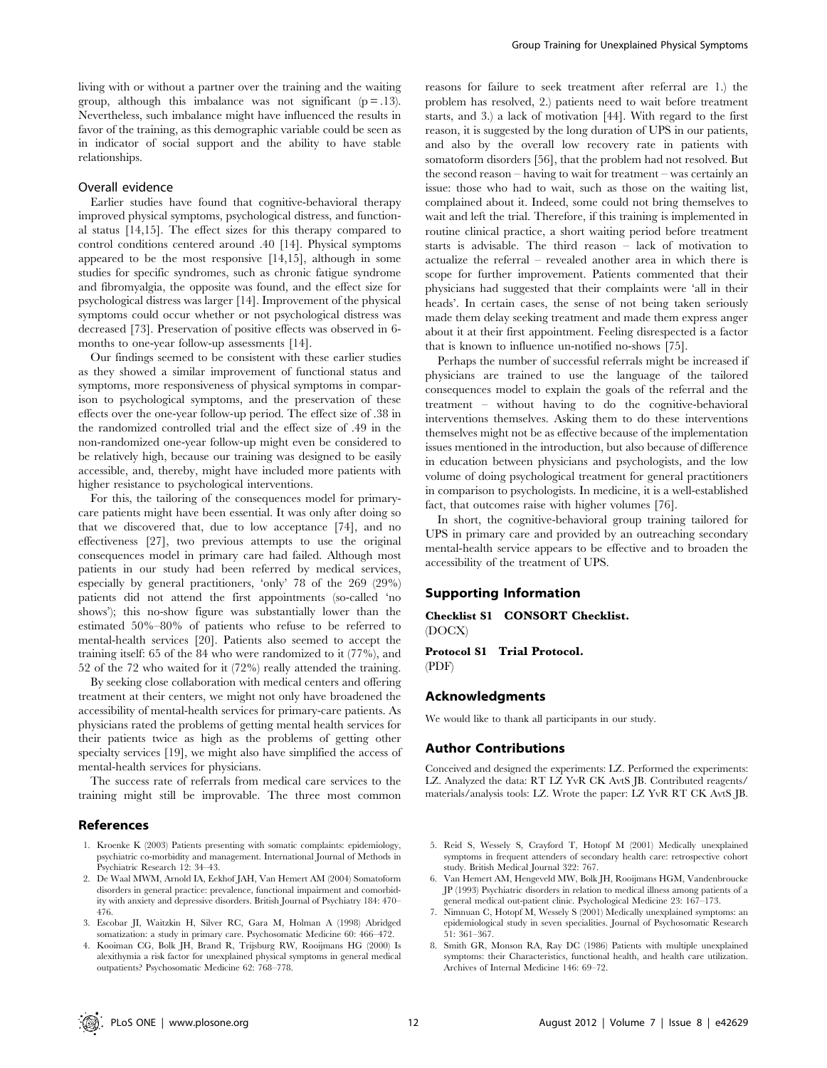living with or without a partner over the training and the waiting group, although this imbalance was not significant ($p = .13$). Nevertheless, such imbalance might have influenced the results in favor of the training, as this demographic variable could be seen as in indicator of social support and the ability to have stable relationships.

### Overall evidence

Earlier studies have found that cognitive-behavioral therapy improved physical symptoms, psychological distress, and functional status [14,15]. The effect sizes for this therapy compared to control conditions centered around .40 [14]. Physical symptoms appeared to be the most responsive [14,15], although in some studies for specific syndromes, such as chronic fatigue syndrome and fibromyalgia, the opposite was found, and the effect size for psychological distress was larger [14]. Improvement of the physical symptoms could occur whether or not psychological distress was decreased [73]. Preservation of positive effects was observed in 6-months to one-year follow-up assessments [14].

Our findings seemed to be consistent with these earlier studies as they showed a similar improvement of functional status and symptoms, more responsiveness of physical symptoms in comparison to psychological symptoms, and the preservation of these effects over the one-year follow-up period. The effect size of .38 in the randomized controlled trial and the effect size of .49 in the non-randomized one-year follow-up might even be considered to be relatively high, because our training was designed to be easily accessible, and, thereby, might have included more patients with higher resistance to psychological interventions.

For this, the tailoring of the consequences model for primary-care patients might have been essential. It was only after doing so that we discovered that, due to low acceptance [74], and no effectiveness [27], two previous attempts to use the original consequences model in primary care had failed. Although most patients in our study had been referred by medical services, especially by general practitioners, 'only' 78 of the 269 (29%) patients did not attend the first appointments (so-called 'no shows'); this no-show figure was substantially lower than the estimated 50%–80% of patients who refuse to be referred to mental-health services [20]. Patients also seemed to accept the training itself: 65 of the 84 who were randomized to it (77%), and 52 of the 72 who waited for it (72%) really attended the training.

By seeking close collaboration with medical centers and offering treatment at their centers, we might not only have broadened the accessibility of mental-health services for primary-care patients. As physicians rated the problems of getting mental health services for their patients twice as high as the problems of getting other specialty services [19], we might also have simplified the access of mental-health services for physicians.

The success rate of referrals from medical care services to the training might still be improvable. The three most common reasons for failure to seek treatment after referral are 1.) the problem has resolved, 2.) patients need to wait before treatment starts, and 3.) a lack of motivation [44]. With regard to the first reason, it is suggested by the long duration of UPS in our patients, and also by the overall low recovery rate in patients with somatoform disorders [56], that the problem had not resolved. But the second reason – having to wait for treatment – was certainly an issue: those who had to wait, such as those on the waiting list, complained about it. Indeed, some could not bring themselves to wait and left the trial. Therefore, if this training is implemented in routine clinical practice, a short waiting period before treatment starts is advisable. The third reason – lack of motivation to actualize the referral – revealed another area in which there is scope for further improvement. Patients commented that their physicians had suggested that their complaints were 'all in their heads'. In certain cases, the sense of not being taken seriously made them delay seeking treatment and made them express anger about it at their first appointment. Feeling disrespected is a factor that is known to influence un-notified no-shows [75].

Perhaps the number of successful referrals might be increased if physicians are trained to use the language of the tailored consequences model to explain the goals of the referral and the treatment – without having to do the cognitive-behavioral interventions themselves. Asking them to do these interventions themselves might not be as effective because of the implementation issues mentioned in the introduction, but also because of difference in education between physicians and psychologists, and the low volume of doing psychological treatment for general practitioners in comparison to psychologists. In medicine, it is a well-established fact, that outcomes raise with higher volumes [76].

In short, the cognitive-behavioral group training tailored for UPS in primary care and provided by an outreaching secondary mental-health service appears to be effective and to broaden the accessibility of the treatment of UPS.

## Supporting Information

**Checklist S1 CONSORT Checklist.**
(DOCX)

**Protocol S1 Trial Protocol.**
(PDF)

## Acknowledgments

We would like to thank all participants in our study.

## Author Contributions

Conceived and designed the experiments: LZ. Performed the experiments: LZ. Analyzed the data: RT LZ YvR CK AvtS JB. Contributed reagents/materials/analysis tools: LZ. Wrote the paper: LZ YvR RT CK AvtS JB.

## References

1. Kroenke K (2003) Patients presenting with somatic complaints: epidemiology, psychiatric co-morbidity and management. International Journal of Methods in Psychiatric Research 12: 34–43.
2. De Waal MWM, Arnold IA, Eekhof JAH, Van Hemert AM (2004) Somatoform disorders in general practice: prevalence, functional impairment and comorbidity with anxiety and depressive disorders. British Journal of Psychiatry 184: 470–476.
3. Escobar JI, Waitzkin H, Silver RC, Gara M, Holman A (1998) Abridged somatization: a study in primary care. Psychosomatic Medicine 60: 466–472.
4. Kooiman CG, Bolk JH, Brand R, Trijsburg RW, Rooijmans HG (2000) Is alexithymia a risk factor for unexplained physical symptoms in general medical outpatients? Psychosomatic Medicine 62: 768–778.
5. Reid S, Wessely S, Crayford T, Hotopf M (2001) Medically unexplained symptoms in frequent attenders of secondary health care: retrospective cohort study. British Medical Journal 322: 767.
6. Van Hemert AM, Hengeveld MW, Bolk JH, Rooijmans HGM, Vandenbroucke JP (1993) Psychiatric disorders in relation to medical illness among patients of a general medical out-patient clinic. Psychological Medicine 23: 167–173.
7. Nimnuan C, Hotopf M, Wessely S (2001) Medically unexplained symptoms: an epidemiological study in seven specialities. Journal of Psychosomatic Research 51: 361–367.
8. Smith GR, Monson RA, Ray DC (1986) Patients with multiple unexplained symptoms: their Characteristics, functional health, and health care utilization. Archives of Internal Medicine 146: 69–72.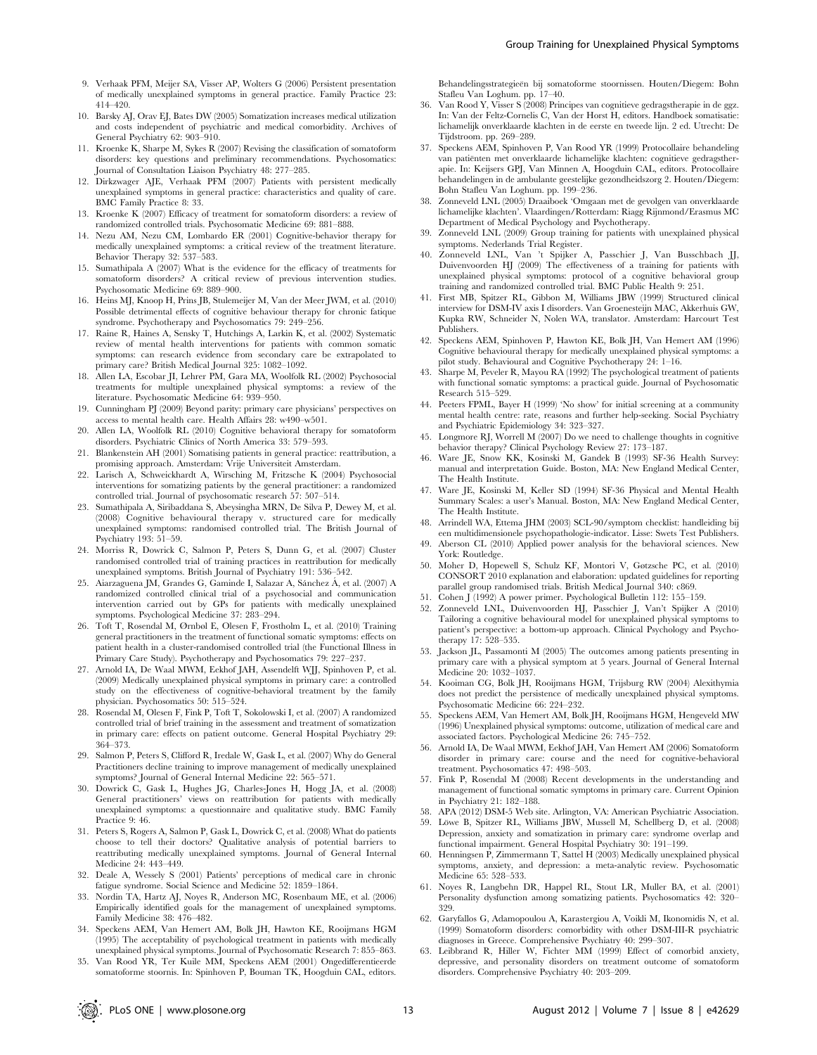9. Verhaak PFM, Meijer SA, Visser AP, Wolters G (2006) Persistent presentation of medically unexplained symptoms in general practice. Family Practice 23: 414–420.
10. Barsky AJ, Orav EJ, Bates DW (2005) Somatization increases medical utilization and costs independent of psychiatric and medical comorbidity. Archives of General Psychiatry 62: 903–910.
11. Kroenke K, Sharpe M, Sykes R (2007) Revising the classification of somatoform disorders: key questions and preliminary recommendations. Psychosomatics: Journal of Consultation Liaison Psychiatry 48: 277–285.
12. Dirkzwager AJE, Verhaak PFM (2007) Patients with persistent medically unexplained symptoms in general practice: characteristics and quality of care. BMC Family Practice 8: 33.
13. Kroenke K (2007) Efficacy of treatment for somatoform disorders: a review of randomized controlled trials. Psychosomatic Medicine 69: 881–888.
14. Nezu AM, Nezu CM, Lombardo ER (2001) Cognitive-behavior therapy for medically unexplained symptoms: a critical review of the treatment literature. Behavior Therapy 32: 537–583.
15. Sumathipala A (2007) What is the evidence for the efficacy of treatments for somatoform disorders? A critical review of previous intervention studies. Psychosomatic Medicine 69: 889–900.
16. Heins MJ, Knoop H, Prins JB, Stulemeijer M, Van der Meer JWM, et al. (2010) Possible detrimental effects of cognitive behaviour therapy for chronic fatique syndrome. Psychotherapy and Psychosomatics 79: 249–256.
17. Raine R, Haines A, Sensky T, Hutchings A, Larkin K, et al. (2002) Systematic review of mental health interventions for patients with common somatic symptoms: can research evidence from secondary care be extrapolated to primary care? British Medical Journal 325: 1082–1092.
18. Allen LA, Escobar JI, Lehrer PM, Gara MA, Woolfolk RL (2002) Psychosocial treatments for multiple unexplained physical symptoms: a review of the literature. Psychosomatic Medicine 64: 939–950.
19. Cunningham PJ (2009) Beyond parity: primary care physicians' perspectives on access to mental health care. Health Affairs 28: w490–w501.
20. Allen LA, Woolfolk RL (2010) Cognitive behavioral therapy for somatoform disorders. Psychiatric Clinics of North America 33: 579–593.
21. Blankenstein AH (2001) Somatising patients in general practice: reattribution, a promising approach. Amsterdam: Vrije Universiteit Amsterdam.
22. Larisch A, Schweickhardt A, Wirsching M, Fritzsche K (2004) Psychosocial interventions for somatizing patients by the general practitioner: a randomized controlled trial. Journal of psychosomatic research 57: 507–514.
23. Sumathipala A, Siribaddana S, Abeysingha MRN, De Silva P, Dewey M, et al. (2008) Cognitive behavioural therapy v. structured care for medically unexplained symptoms: randomised controlled trial. The British Journal of Psychiatry 193: 51–59.
24. Morriss R, Dowrick C, Salmon P, Peters S, Dunn G, et al. (2007) Cluster randomised controlled trial of training practices in reattribution for medically unexplained symptoms. British Journal of Psychiatry 191: 536–542.
25. Aiarzaguena JM, Grandes G, Gaminde I, Salazar A, Sánchez Á, et al. (2007) A randomized controlled clinical trial of a psychosocial and communication intervention carried out by GPs for patients with medically unexplained symptoms. Psychological Medicine 37: 283–294.
26. Toft T, Rosendal M, Ørnbøl E, Olesen F, Frostholm L, et al. (2010) Training general practitioners in the treatment of functional somatic symptoms: effects on patient health in a cluster-randomised controlled trial (the Functional Illness in Primary Care Study). Psychotherapy and Psychosomatics 79: 227–237.
27. Arnold IA, De Waal MWM, Eekhof JAH, Assendelft WJJ, Spinhoven P, et al. (2009) Medically unexplained physical symptoms in primary care: a controlled study on the effectiveness of cognitive-behavioral treatment by the family physician. Psychosomatics 50: 515–524.
28. Rosendal M, Olesen F, Fink P, Toft T, Sokolowski I, et al. (2007) A randomized controlled trial of brief training in the assessment and treatment of somatization in primary care: effects on patient outcome. General Hospital Psychiatry 29: 364–373.
29. Salmon P, Peters S, Clifford R, Iredale W, Gask L, et al. (2007) Why do General Practitioners decline training to improve management of medically unexplained symptoms? Journal of General Internal Medicine 22: 565–571.
30. Dowrick C, Gask L, Hughes JG, Charles-Jones H, Hogg JA, et al. (2008) General practitioners' views on reattribution for patients with medically unexplained symptoms: a questionnaire and qualitative study. BMC Family Practice 9: 46.
31. Peters S, Rogers A, Salmon P, Gask L, Dowrick C, et al. (2008) What do patients choose to tell their doctors? Qualitative analysis of potential barriers to reattributing medically unexplained symptoms. Journal of General Internal Medicine 24: 443–449.
32. Deale A, Wessely S (2001) Patients' perceptions of medical care in chronic fatigue syndrome. Social Science and Medicine 52: 1859–1864.
33. Nordin TA, Hartz AJ, Noyes R, Anderson MC, Rosenbaum ME, et al. (2006) Empirically identified goals for the management of unexplained symptoms. Family Medicine 38: 476–482.
34. Speckens AEM, Van Hemert AM, Bolk JH, Hawton KE, Rooijmans HGM (1995) The acceptability of psychological treatment in patients with medically unexplained physical symptoms. Journal of Psychosomatic Research 7: 855–863.
35. Van Rood YR, Ter Kuile MM, Speckens AEM (2001) Ongedifferentieerde somatoforme stoornis. In: Spinhoven P, Bouman TK, Hoogduin CAL, editors. Behandelingsstrategieën bij somatoforme stoornissen. Houten/Diegem: Bohn Stafleu Van Loghum. pp. 17–40.
36. Van Rood Y, Visser S (2008) Principes van cognitieve gedragstherapie in de ggz. In: Van der Feltz-Cornelis C, Van der Horst H, editors. Handboek somatisatie: lichamelijk onverklaarde klachten in de eerste en tweede lijn. 2 ed. Utrecht: De Tijdstroom. pp. 269–289.
37. Speckens AEM, Spinhoven P, Van Rood YR (1999) Protocollaire behandeling van patiënten met onverklaarde lichamelijke klachten: cognitieve gedragstherapie. In: Keijsers GPJ, Van Minnen A, Hoogduin CAL, editors. Protocollaire behandelingen in de ambulante geestelijke gezondheidszorg 2. Houten/Diegem: Bohn Stafleu Van Loghum. pp. 199–236.
38. Zonneveld LNL (2005) Draaiboek 'Omgaan met de gevolgen van onverklaarde lichamelijke klachten'. Vlaardingen/Rotterdam: Riagg Rijnmond/Erasmus MC Department of Medical Psychology and Psychotherapy.
39. Zonneveld LNL (2009) Group training for patients with unexplained physical symptoms. Nederlands Trial Register.
40. Zonneveld LNL, Van 't Spijker A, Passchier J, Van Busschbach JJ, Duivenvoorden HJ (2009) The effectiveness of a training for patients with unexplained physical symptoms: protocol of a cognitive behavioral group training and randomized controlled trial. BMC Public Health 9: 251.
41. First MB, Spitzer RL, Gibbon M, Williams JBW (1999) Structured clinical interview for DSM-IV axis I disorders. Van Groenesteijn MAC, Akkerhuis GW, Kupka RW, Schneider N, Nolen WA, translator. Amsterdam: Harcourt Test Publishers.
42. Speckens AEM, Spinhoven P, Hawton KE, Bolk JH, Van Hemert AM (1996) Cognitive behavioural therapy for medically unexplained physical symptoms: a pilot study. Behavioural and Cognitive Psychotherapy 24: 1–16.
43. Sharpe M, Peveler R, Mayou RA (1992) The psychological treatment of patients with functional somatic symptoms: a practical guide. Journal of Psychosomatic Research 515–529.
44. Peeters FPML, Bayer H (1999) 'No show' for initial screening at a community mental health centre: rate, reasons and further help-seeking. Social Psychiatry and Psychiatric Epidemiology 34: 323–327.
45. Longmore RJ, Worrell M (2007) Do we need to challenge thoughts in cognitive behavior therapy? Clinical Psychology Review 27: 173–187.
46. Ware JE, Snow KK, Kosinski M, Gandek B (1993) SF-36 Health Survey: manual and interpretation Guide. Boston, MA: New England Medical Center, The Health Institute.
47. Ware JE, Kosinski M, Keller SD (1994) SF-36 Physical and Mental Health Summary Scales: a user's Manual. Boston, MA: New England Medical Center, The Health Institute.
48. Arrindell WA, Ettema JHM (2003) SCL-90/symptom checklist: handleiding bij een multidimensionele psychopathologie-indicator. Lisse: Swets Test Publishers.
49. Aberson CL (2010) Applied power analysis for the behavioral sciences. New York: Routledge.
50. Moher D, Hopewell S, Schulz KF, Montori V, Gøtzsche PC, et al. (2010) CONSORT 2010 explanation and elaboration: updated guidelines for reporting parallel group randomised trials. British Medical Journal 340: c869.
51. Cohen J (1992) A power primer. Psychological Bulletin 112: 155–159.
52. Zonneveld LNL, Duivenvoorden HJ, Passchier J, Van't Spijker A (2010) Tailoring a cognitive behavioural model for unexplained physical symptoms to patient's perspective: a bottom-up approach. Clinical Psychology and Psychotherapy 17: 528–535.
53. Jackson JL, Passamonti M (2005) The outcomes among patients presenting in primary care with a physical symptom at 5 years. Journal of General Internal Medicine 20: 1032–1037.
54. Kooiman CG, Bolk JH, Rooijmans HGM, Trijsburg RW (2004) Alexithymia does not predict the persistence of medically unexplained physical symptoms. Psychosomatic Medicine 66: 224–232.
55. Speckens AEM, Van Hemert AM, Bolk JH, Rooijmans HGM, Hengeveld MW (1996) Unexplained physical symptoms: outcome, utilization of medical care and associated factors. Psychological Medicine 26: 745–752.
56. Arnold IA, De Waal MWM, Eekhof JAH, Van Hemert AM (2006) Somatoform disorder in primary care: course and the need for cognitive-behavioral treatment. Psychosomatics 47: 498–503.
57. Fink P, Rosendal M (2008) Recent developments in the understanding and management of functional somatic symptoms in primary care. Current Opinion in Psychiatry 21: 182–188.
58. APA (2012) DSM-5 Web site. Arlington, VA: American Psychiatric Association.
59. Löwe B, Spitzer RL, Williams JBW, Mussell M, Schellberg D, et al. (2008) Depression, anxiety and somatization in primary care: syndrome overlap and functional impairment. General Hospital Psychiatry 30: 191–199.
60. Henningsen P, Zimmermann T, Sattel H (2003) Medically unexplained physical symptoms, anxiety, and depression: a meta-analytic review. Psychosomatic Medicine 65: 528–533.
61. Noyes R, Langbehn DR, Happel RL, Stout LR, Muller BA, et al. (2001) Personality dysfunction among somatizing patients. Psychosomatics 42: 320–329.
62. Garyfallos G, Adamopoulou A, Karastergiou A, Voikli M, Ikonomidis N, et al. (1999) Somatoform disorders: comorbidity with other DSM-III-R psychiatric diagnoses in Greece. Comprehensive Psychiatry 40: 299–307.
63. Leibbrand R, Hiller W, Fichter MM (1999) Effect of comorbid anxiety, depressive, and personality disorders on treatment outcome of somatoform disorders. Comprehensive Psychiatry 40: 203–209.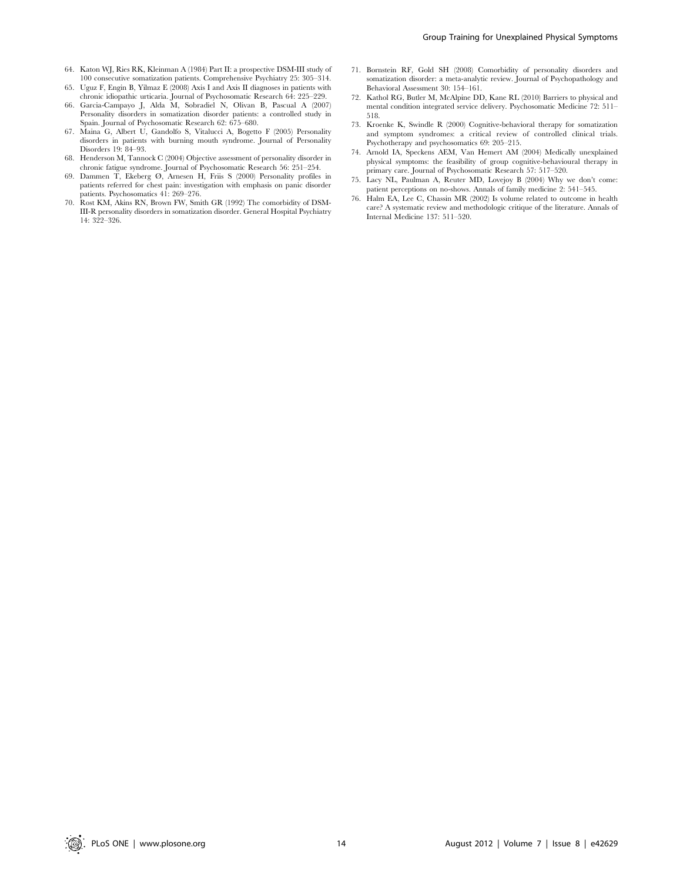64. Katon WJ, Ries RK, Kleinman A (1984) Part II: a prospective DSM-III study of 100 consecutive somatization patients. Comprehensive Psychiatry 25: 305–314.
65. Uguz F, Engin B, Yilmaz E (2008) Axis I and Axis II diagnoses in patients with chronic idiopathic urticaria. Journal of Psychosomatic Research 64: 225–229.
66. Garcia-Campayo J, Alda M, Sobradiel N, Olivan B, Pascual A (2007) Personality disorders in somatization disorder patients: a controlled study in Spain. Journal of Psychosomatic Research 62: 675–680.
67. Maina G, Albert U, Gandolfo S, Vitalucci A, Bogetto F (2005) Personality disorders in patients with burning mouth syndrome. Journal of Personality Disorders 19: 84–93.
68. Henderson M, Tannock C (2004) Objective assessment of personality disorder in chronic fatigue syndrome. Journal of Psychosomatic Research 56: 251–254.
69. Dammen T, Ekeberg Ø, Arnesen H, Friis S (2000) Personality profiles in patients referred for chest pain: investigation with emphasis on panic disorder patients. Psychosomatics 41: 269–276.
70. Rost KM, Akins RN, Brown FW, Smith GR (1992) The comorbidity of DSM-III-R personality disorders in somatization disorder. General Hospital Psychiatry 14: 322–326.
71. Bornstein RF, Gold SH (2008) Comorbidity of personality disorders and somatization disorder: a meta-analytic review. Journal of Psychopathology and Behavioral Assessment 30: 154–161.
72. Kathol RG, Butler M, McAlpine DD, Kane RL (2010) Barriers to physical and mental condition integrated service delivery. Psychosomatic Medicine 72: 511–518.
73. Kroenke K, Swindle R (2000) Cognitive-behavioral therapy for somatization and symptom syndromes: a critical review of controlled clinical trials. Psychotherapy and psychosomatics 69: 205–215.
74. Arnold IA, Speckens AEM, Van Hemert AM (2004) Medically unexplained physical symptoms: the feasibility of group cognitive-behavioural therapy in primary care. Journal of Psychosomatic Research 57: 517–520.
75. Lacy NL, Paulman A, Reuter MD, Lovejoy B (2004) Why we don't come: patient perceptions on no-shows. Annals of family medicine 2: 541–545.
76. Halm EA, Lee C, Chassin MR (2002) Is volume related to outcome in health care? A systematic review and methodologic critique of the literature. Annals of Internal Medicine 137: 511–520.